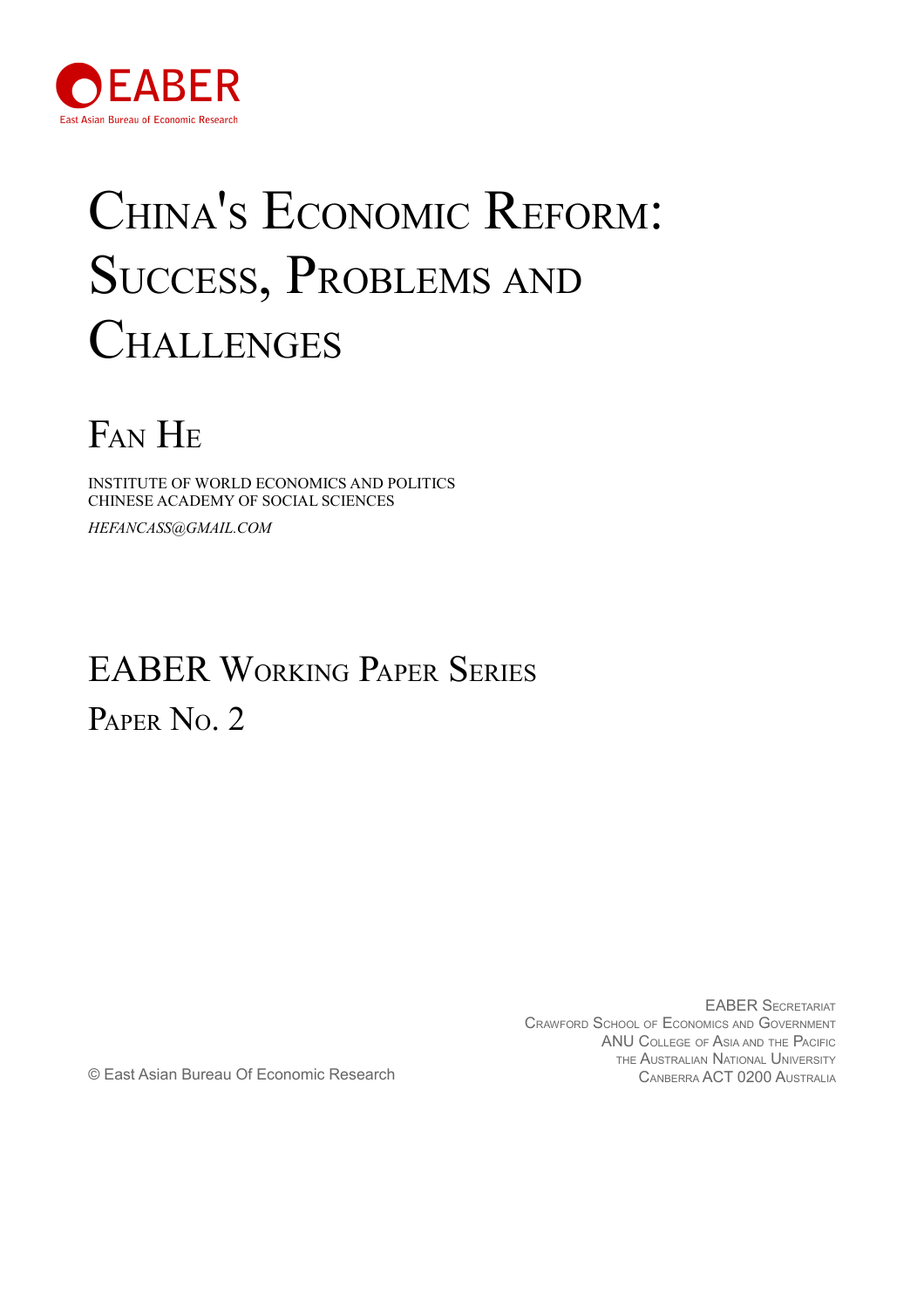EABER

East Asian Bureau of Economic Research

# China's Economic Reform: Success, Problems and Challenges

## Fan He

INSTITUTE OF WORLD ECONOMICS AND POLITICS
CHINESE ACADEMY OF SOCIAL SCIENCES

*HEFANCASS@GMAIL.COM*

## EABER Working Paper Series

### Paper No. 2

© East Asian Bureau Of Economic Research

EABER Secretariat
Crawford School of Economics and Government
ANU College of Asia and the Pacific
The Australian National University
Canberra ACT 0200 Australia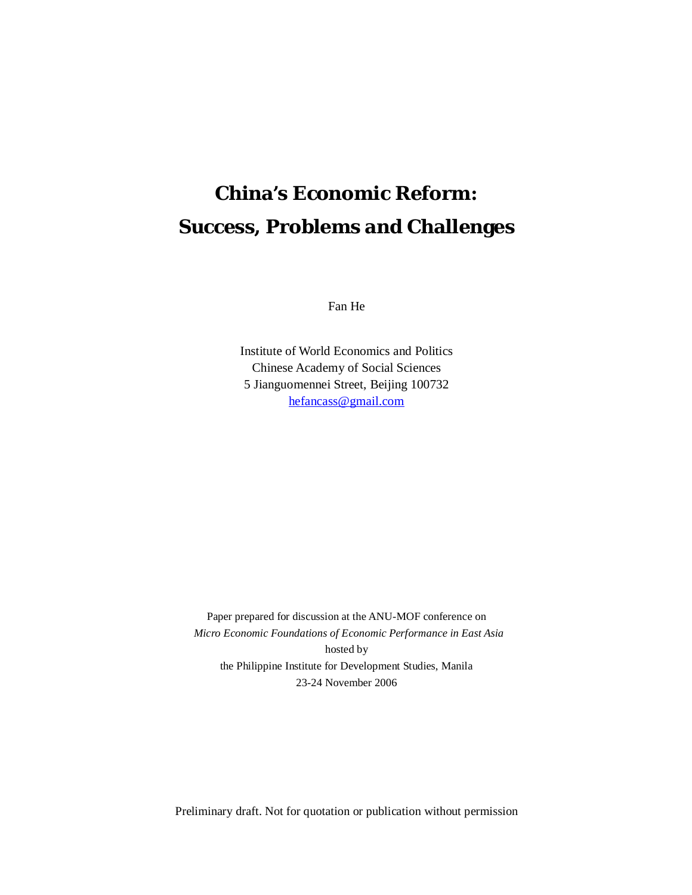# China's Economic Reform: Success, Problems and Challenges

Fan He

Institute of World Economics and Politics
Chinese Academy of Social Sciences
5 Jianguomennei Street, Beijing 100732
hefancass@gmail.com

Paper prepared for discussion at the ANU-MOF conference on
*Micro Economic Foundations of Economic Performance in East Asia*
hosted by
the Philippine Institute for Development Studies, Manila
23-24 November 2006

Preliminary draft. Not for quotation or publication without permission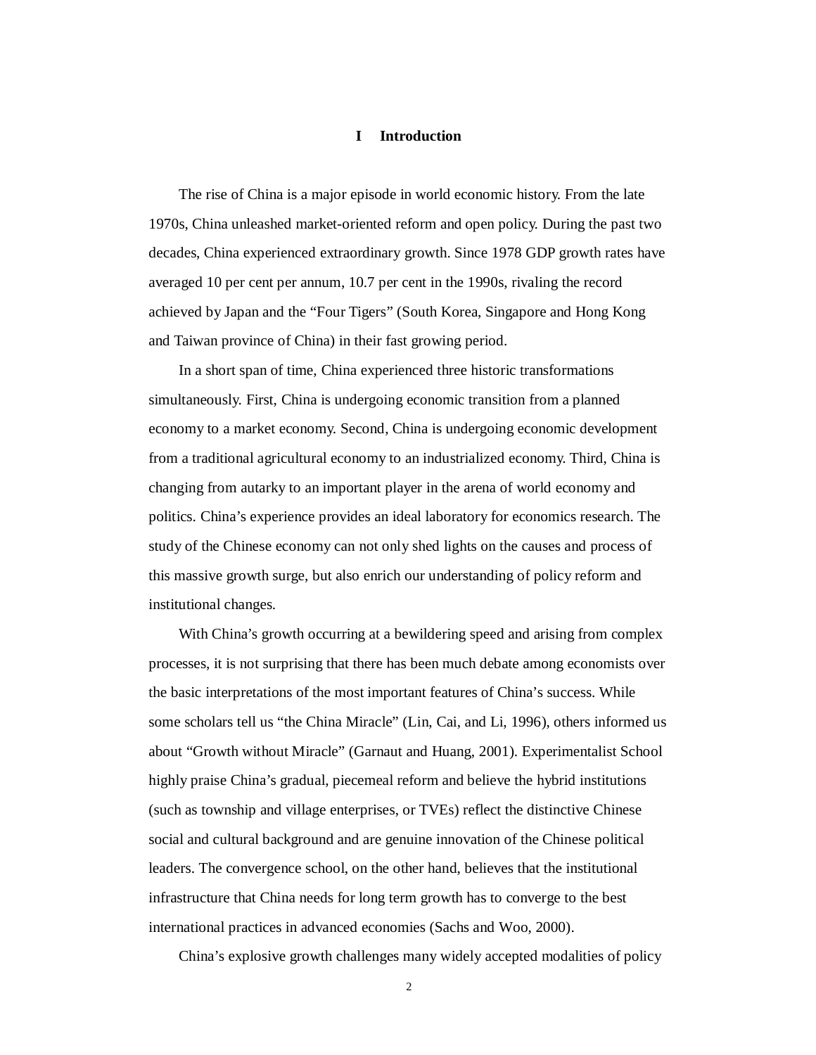# I Introduction

The rise of China is a major episode in world economic history. From the late 1970s, China unleashed market-oriented reform and open policy. During the past two decades, China experienced extraordinary growth. Since 1978 GDP growth rates have averaged 10 per cent per annum, 10.7 per cent in the 1990s, rivaling the record achieved by Japan and the "Four Tigers" (South Korea, Singapore and Hong Kong and Taiwan province of China) in their fast growing period.

In a short span of time, China experienced three historic transformations simultaneously. First, China is undergoing economic transition from a planned economy to a market economy. Second, China is undergoing economic development from a traditional agricultural economy to an industrialized economy. Third, China is changing from autarky to an important player in the arena of world economy and politics. China's experience provides an ideal laboratory for economics research. The study of the Chinese economy can not only shed lights on the causes and process of this massive growth surge, but also enrich our understanding of policy reform and institutional changes.

With China's growth occurring at a bewildering speed and arising from complex processes, it is not surprising that there has been much debate among economists over the basic interpretations of the most important features of China's success. While some scholars tell us "the China Miracle" (Lin, Cai, and Li, 1996), others informed us about "Growth without Miracle" (Garnaut and Huang, 2001). Experimentalist School highly praise China's gradual, piecemeal reform and believe the hybrid institutions (such as township and village enterprises, or TVEs) reflect the distinctive Chinese social and cultural background and are genuine innovation of the Chinese political leaders. The convergence school, on the other hand, believes that the institutional infrastructure that China needs for long term growth has to converge to the best international practices in advanced economies (Sachs and Woo, 2000).

China's explosive growth challenges many widely accepted modalities of policy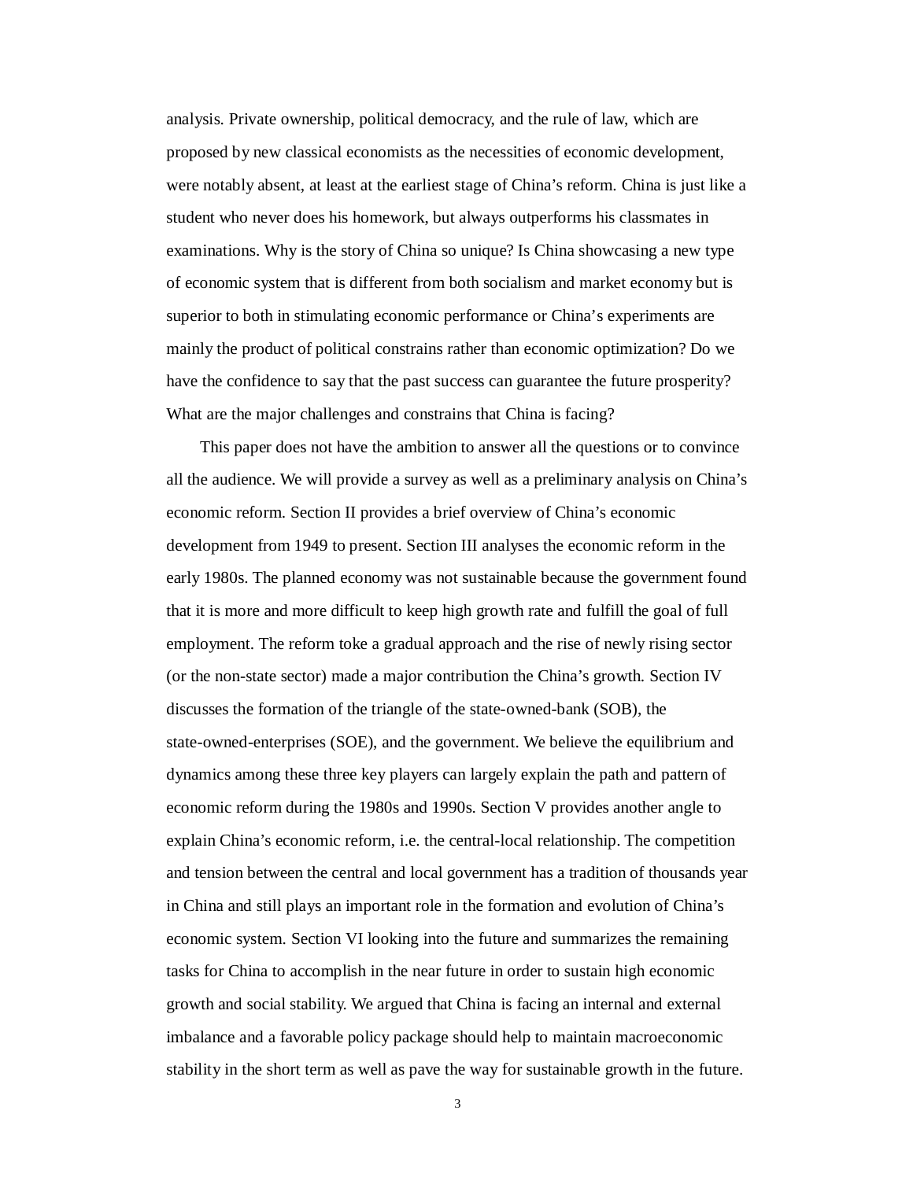analysis. Private ownership, political democracy, and the rule of law, which are proposed by new classical economists as the necessities of economic development, were notably absent, at least at the earliest stage of China's reform. China is just like a student who never does his homework, but always outperforms his classmates in examinations. Why is the story of China so unique? Is China showcasing a new type of economic system that is different from both socialism and market economy but is superior to both in stimulating economic performance or China's experiments are mainly the product of political constrains rather than economic optimization? Do we have the confidence to say that the past success can guarantee the future prosperity? What are the major challenges and constrains that China is facing?

This paper does not have the ambition to answer all the questions or to convince all the audience. We will provide a survey as well as a preliminary analysis on China's economic reform. Section II provides a brief overview of China's economic development from 1949 to present. Section III analyses the economic reform in the early 1980s. The planned economy was not sustainable because the government found that it is more and more difficult to keep high growth rate and fulfill the goal of full employment. The reform toke a gradual approach and the rise of newly rising sector (or the non-state sector) made a major contribution the China's growth. Section IV discusses the formation of the triangle of the state-owned-bank (SOB), the state-owned-enterprises (SOE), and the government. We believe the equilibrium and dynamics among these three key players can largely explain the path and pattern of economic reform during the 1980s and 1990s. Section V provides another angle to explain China's economic reform, i.e. the central-local relationship. The competition and tension between the central and local government has a tradition of thousands year in China and still plays an important role in the formation and evolution of China's economic system. Section VI looking into the future and summarizes the remaining tasks for China to accomplish in the near future in order to sustain high economic growth and social stability. We argued that China is facing an internal and external imbalance and a favorable policy package should help to maintain macroeconomic stability in the short term as well as pave the way for sustainable growth in the future.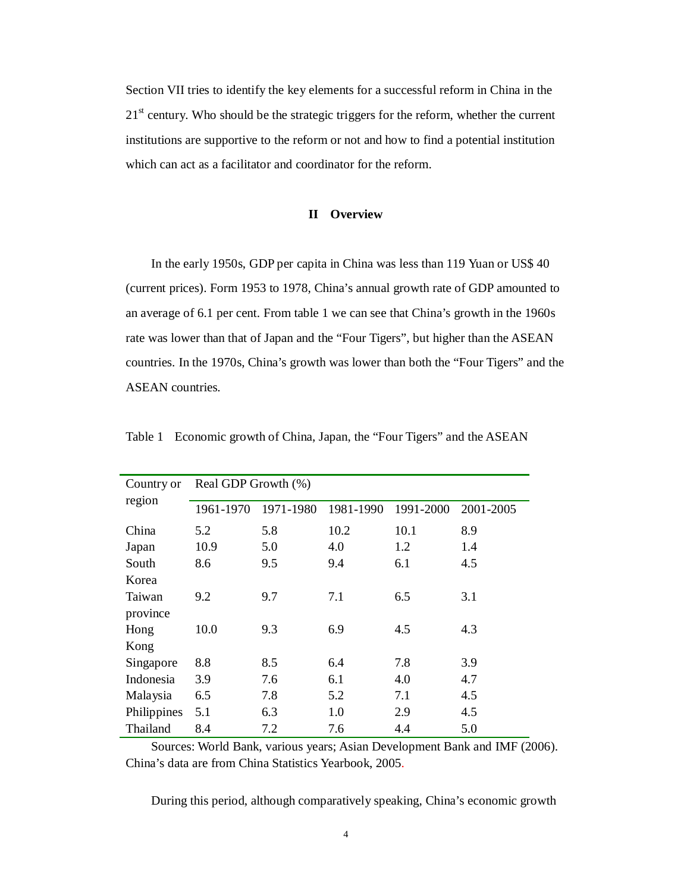Section VII tries to identify the key elements for a successful reform in China in the 21st century. Who should be the strategic triggers for the reform, whether the current institutions are supportive to the reform or not and how to find a potential institution which can act as a facilitator and coordinator for the reform.

## II Overview

In the early 1950s, GDP per capita in China was less than 119 Yuan or US$ 40 (current prices). Form 1953 to 1978, China's annual growth rate of GDP amounted to an average of 6.1 per cent. From table 1 we can see that China's growth in the 1960s rate was lower than that of Japan and the "Four Tigers", but higher than the ASEAN countries. In the 1970s, China's growth was lower than both the "Four Tigers" and the ASEAN countries.

Table 1 Economic growth of China, Japan, the "Four Tigers" and the ASEAN

| Country or region | Real GDP Growth (%) | | | | |
|---|---|---|---|---|---|
| | 1961-1970 | 1971-1980 | 1981-1990 | 1991-2000 | 2001-2005 |
| China | 5.2 | 5.8 | 10.2 | 10.1 | 8.9 |
| Japan | 10.9 | 5.0 | 4.0 | 1.2 | 1.4 |
| South Korea | 8.6 | 9.5 | 9.4 | 6.1 | 4.5 |
| Taiwan province | 9.2 | 9.7 | 7.1 | 6.5 | 3.1 |
| Hong Kong | 10.0 | 9.3 | 6.9 | 4.5 | 4.3 |
| Singapore | 8.8 | 8.5 | 6.4 | 7.8 | 3.9 |
| Indonesia | 3.9 | 7.6 | 6.1 | 4.0 | 4.7 |
| Malaysia | 6.5 | 7.8 | 5.2 | 7.1 | 4.5 |
| Philippines | 5.1 | 6.3 | 1.0 | 2.9 | 4.5 |
| Thailand | 8.4 | 7.2 | 7.6 | 4.4 | 5.0 |

Sources: World Bank, various years; Asian Development Bank and IMF (2006). China's data are from China Statistics Yearbook, 2005.

During this period, although comparatively speaking, China's economic growth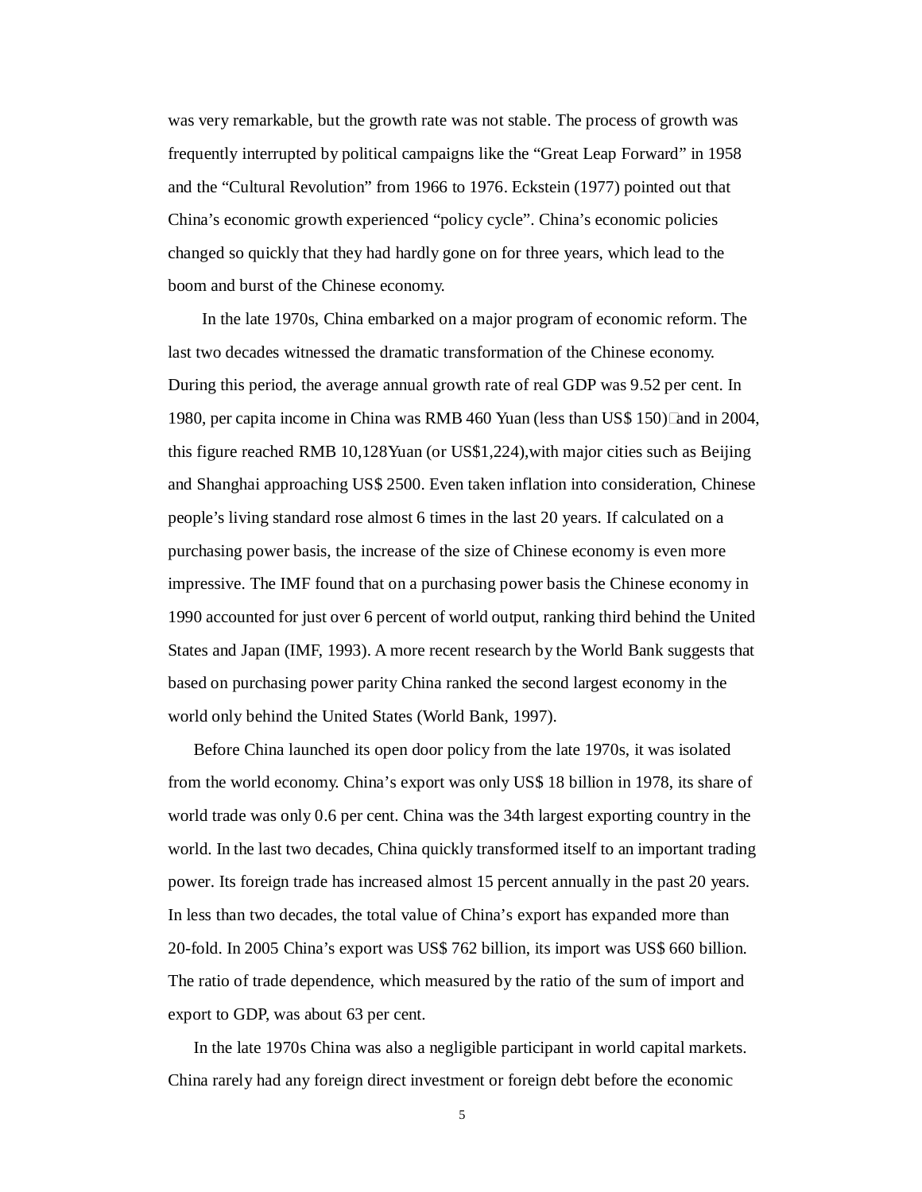was very remarkable, but the growth rate was not stable. The process of growth was frequently interrupted by political campaigns like the "Great Leap Forward" in 1958 and the "Cultural Revolution" from 1966 to 1976. Eckstein (1977) pointed out that China's economic growth experienced "policy cycle". China's economic policies changed so quickly that they had hardly gone on for three years, which lead to the boom and burst of the Chinese economy.

In the late 1970s, China embarked on a major program of economic reform. The last two decades witnessed the dramatic transformation of the Chinese economy. During this period, the average annual growth rate of real GDP was 9.52 per cent. In 1980, per capita income in China was RMB 460 Yuan (less than US$ 150)，and in 2004, this figure reached RMB 10,128Yuan (or US$1,224),with major cities such as Beijing and Shanghai approaching US$ 2500. Even taken inflation into consideration, Chinese people's living standard rose almost 6 times in the last 20 years. If calculated on a purchasing power basis, the increase of the size of Chinese economy is even more impressive. The IMF found that on a purchasing power basis the Chinese economy in 1990 accounted for just over 6 percent of world output, ranking third behind the United States and Japan (IMF, 1993). A more recent research by the World Bank suggests that based on purchasing power parity China ranked the second largest economy in the world only behind the United States (World Bank, 1997).

Before China launched its open door policy from the late 1970s, it was isolated from the world economy. China's export was only US$ 18 billion in 1978, its share of world trade was only 0.6 per cent. China was the 34th largest exporting country in the world. In the last two decades, China quickly transformed itself to an important trading power. Its foreign trade has increased almost 15 percent annually in the past 20 years. In less than two decades, the total value of China's export has expanded more than 20-fold. In 2005 China's export was US$ 762 billion, its import was US$ 660 billion. The ratio of trade dependence, which measured by the ratio of the sum of import and export to GDP, was about 63 per cent.

In the late 1970s China was also a negligible participant in world capital markets. China rarely had any foreign direct investment or foreign debt before the economic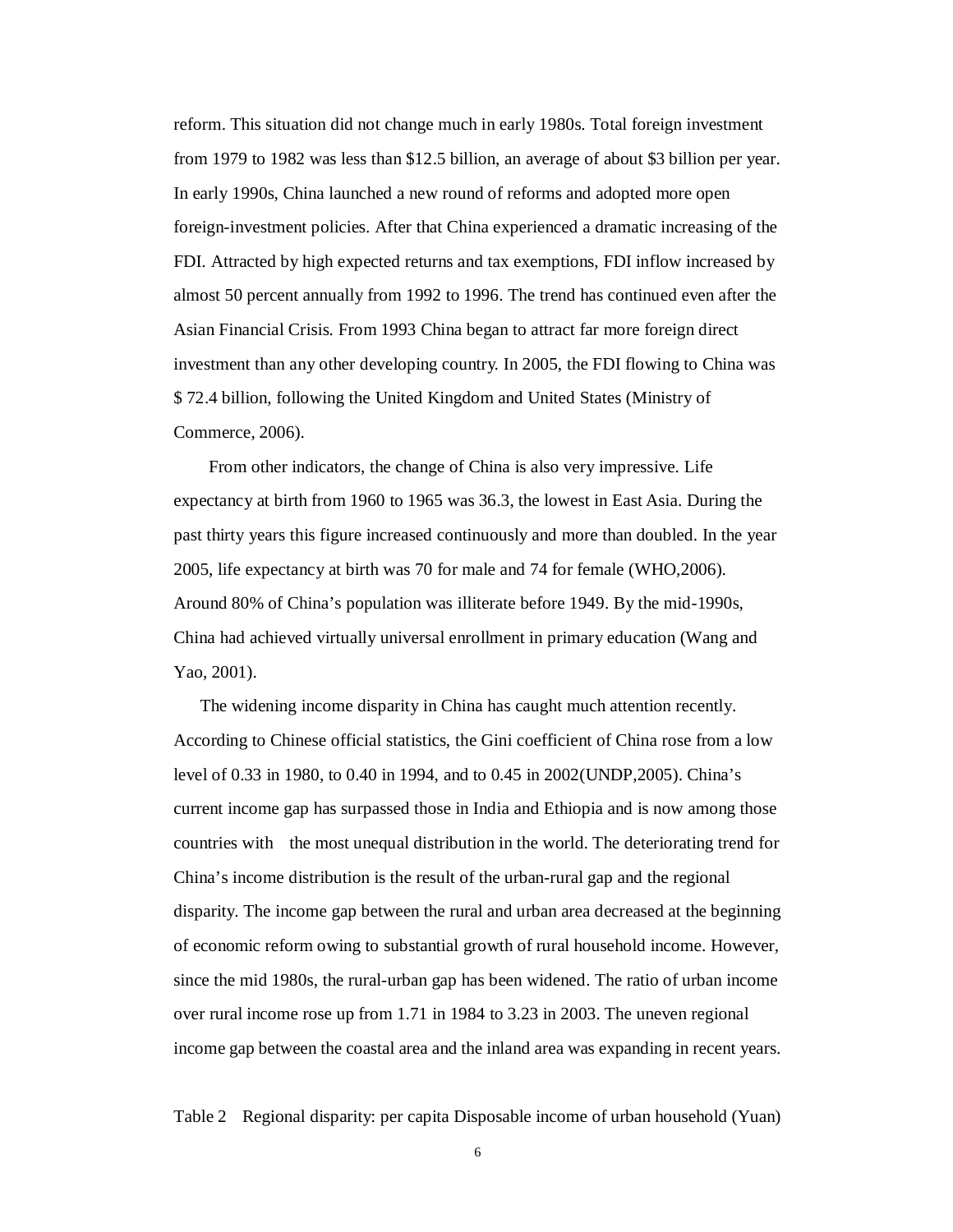reform. This situation did not change much in early 1980s. Total foreign investment from 1979 to 1982 was less than $12.5 billion, an average of about $3 billion per year. In early 1990s, China launched a new round of reforms and adopted more open foreign-investment policies. After that China experienced a dramatic increasing of the FDI. Attracted by high expected returns and tax exemptions, FDI inflow increased by almost 50 percent annually from 1992 to 1996. The trend has continued even after the Asian Financial Crisis. From 1993 China began to attract far more foreign direct investment than any other developing country. In 2005, the FDI flowing to China was $ 72.4 billion, following the United Kingdom and United States (Ministry of Commerce, 2006).

From other indicators, the change of China is also very impressive. Life expectancy at birth from 1960 to 1965 was 36.3, the lowest in East Asia. During the past thirty years this figure increased continuously and more than doubled. In the year 2005, life expectancy at birth was 70 for male and 74 for female (WHO,2006). Around 80% of China's population was illiterate before 1949. By the mid-1990s, China had achieved virtually universal enrollment in primary education (Wang and Yao, 2001).

The widening income disparity in China has caught much attention recently. According to Chinese official statistics, the Gini coefficient of China rose from a low level of 0.33 in 1980, to 0.40 in 1994, and to 0.45 in 2002(UNDP,2005). China's current income gap has surpassed those in India and Ethiopia and is now among those countries with the most unequal distribution in the world. The deteriorating trend for China's income distribution is the result of the urban-rural gap and the regional disparity. The income gap between the rural and urban area decreased at the beginning of economic reform owing to substantial growth of rural household income. However, since the mid 1980s, the rural-urban gap has been widened. The ratio of urban income over rural income rose up from 1.71 in 1984 to 3.23 in 2003. The uneven regional income gap between the coastal area and the inland area was expanding in recent years.

Table 2 Regional disparity: per capita Disposable income of urban household (Yuan)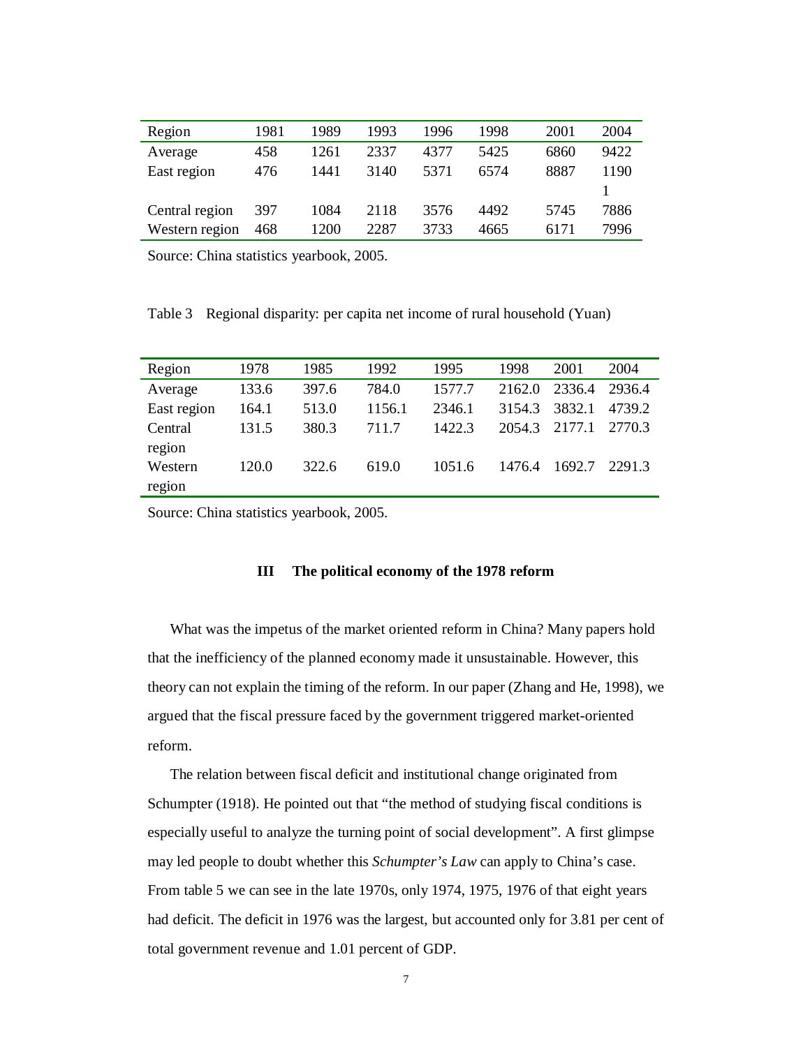| Region | 1981 | 1989 | 1993 | 1996 | 1998 | 2001 | 2004 |
|---|---|---|---|---|---|---|---|
| Average | 458 | 1261 | 2337 | 4377 | 5425 | 6860 | 9422 |
| East region | 476 | 1441 | 3140 | 5371 | 6574 | 8887 | 11901 |
| Central region | 397 | 1084 | 2118 | 3576 | 4492 | 5745 | 7886 |
| Western region | 468 | 1200 | 2287 | 3733 | 4665 | 6171 | 7996 |

Source: China statistics yearbook, 2005.

Table 3 Regional disparity: per capita net income of rural household (Yuan)

| Region | 1978 | 1985 | 1992 | 1995 | 1998 | 2001 | 2004 |
|---|---|---|---|---|---|---|---|
| Average | 133.6 | 397.6 | 784.0 | 1577.7 | 2162.0 | 2336.4 | 2936.4 |
| East region | 164.1 | 513.0 | 1156.1 | 2346.1 | 3154.3 | 3832.1 | 4739.2 |
| Central region | 131.5 | 380.3 | 711.7 | 1422.3 | 2054.3 | 2177.1 | 2770.3 |
| Western region | 120.0 | 322.6 | 619.0 | 1051.6 | 1476.4 | 1692.7 | 2291.3 |

Source: China statistics yearbook, 2005.

## III The political economy of the 1978 reform

What was the impetus of the market oriented reform in China? Many papers hold that the inefficiency of the planned economy made it unsustainable. However, this theory can not explain the timing of the reform. In our paper (Zhang and He, 1998), we argued that the fiscal pressure faced by the government triggered market-oriented reform.

The relation between fiscal deficit and institutional change originated from Schumpter (1918). He pointed out that "the method of studying fiscal conditions is especially useful to analyze the turning point of social development". A first glimpse may led people to doubt whether this *Schumpter's Law* can apply to China's case. From table 5 we can see in the late 1970s, only 1974, 1975, 1976 of that eight years had deficit. The deficit in 1976 was the largest, but accounted only for 3.81 per cent of total government revenue and 1.01 percent of GDP.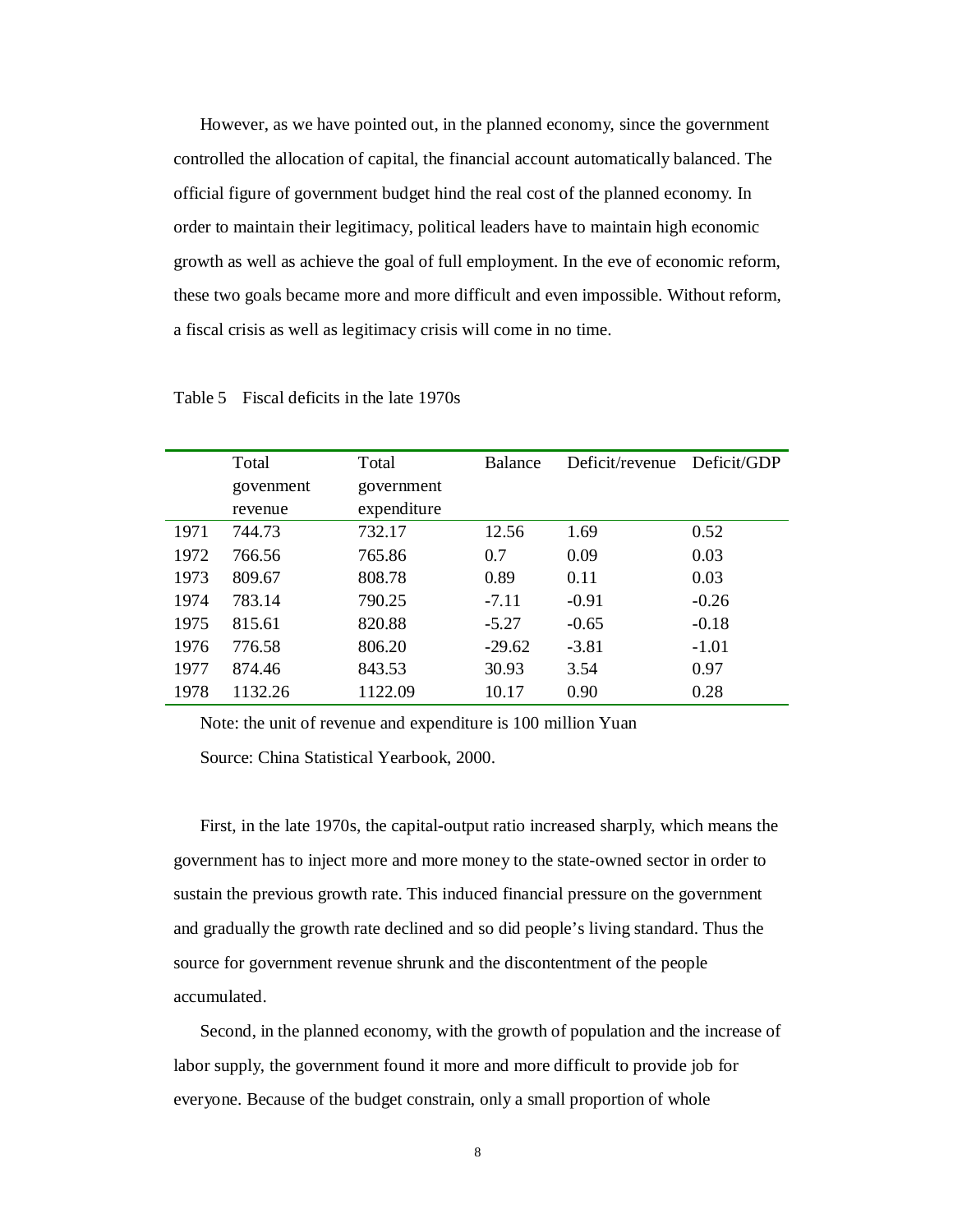However, as we have pointed out, in the planned economy, since the government controlled the allocation of capital, the financial account automatically balanced. The official figure of government budget hind the real cost of the planned economy. In order to maintain their legitimacy, political leaders have to maintain high economic growth as well as achieve the goal of full employment. In the eve of economic reform, these two goals became more and more difficult and even impossible. Without reform, a fiscal crisis as well as legitimacy crisis will come in no time.

Table 5 Fiscal deficits in the late 1970s

| | Total govenment revenue | Total government expenditure | Balance | Deficit/revenue | Deficit/GDP |
|---|---|---|---|---|---|
| 1971 | 744.73 | 732.17 | 12.56 | 1.69 | 0.52 |
| 1972 | 766.56 | 765.86 | 0.7 | 0.09 | 0.03 |
| 1973 | 809.67 | 808.78 | 0.89 | 0.11 | 0.03 |
| 1974 | 783.14 | 790.25 | -7.11 | -0.91 | -0.26 |
| 1975 | 815.61 | 820.88 | -5.27 | -0.65 | -0.18 |
| 1976 | 776.58 | 806.20 | -29.62 | -3.81 | -1.01 |
| 1977 | 874.46 | 843.53 | 30.93 | 3.54 | 0.97 |
| 1978 | 1132.26 | 1122.09 | 10.17 | 0.90 | 0.28 |

Note: the unit of revenue and expenditure is 100 million Yuan

Source: China Statistical Yearbook, 2000.

First, in the late 1970s, the capital-output ratio increased sharply, which means the government has to inject more and more money to the state-owned sector in order to sustain the previous growth rate. This induced financial pressure on the government and gradually the growth rate declined and so did people's living standard. Thus the source for government revenue shrunk and the discontentment of the people accumulated.

Second, in the planned economy, with the growth of population and the increase of labor supply, the government found it more and more difficult to provide job for everyone. Because of the budget constrain, only a small proportion of whole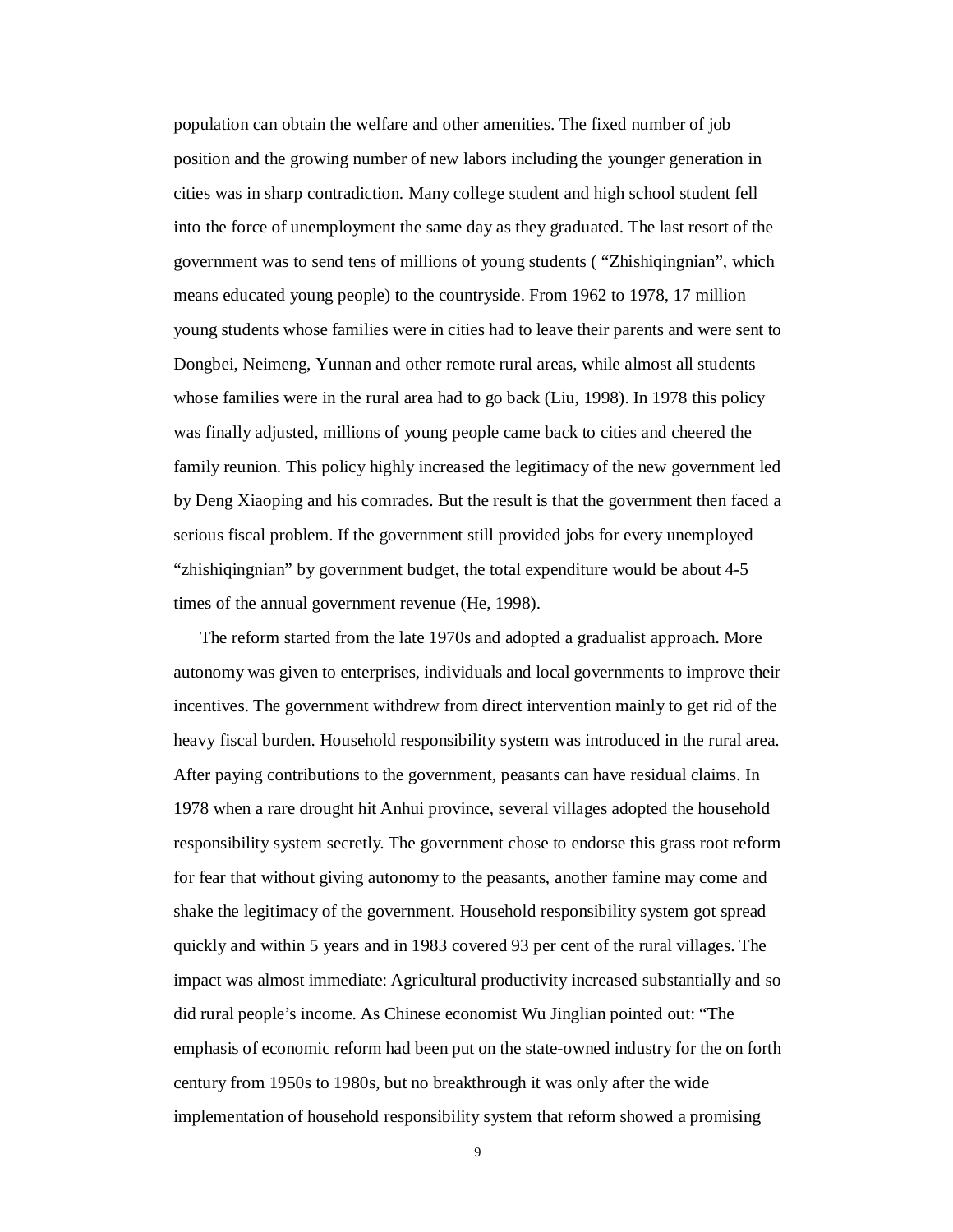population can obtain the welfare and other amenities. The fixed number of job position and the growing number of new labors including the younger generation in cities was in sharp contradiction. Many college student and high school student fell into the force of unemployment the same day as they graduated. The last resort of the government was to send tens of millions of young students ( "Zhishiqingnian", which means educated young people) to the countryside. From 1962 to 1978, 17 million young students whose families were in cities had to leave their parents and were sent to Dongbei, Neimeng, Yunnan and other remote rural areas, while almost all students whose families were in the rural area had to go back (Liu, 1998). In 1978 this policy was finally adjusted, millions of young people came back to cities and cheered the family reunion. This policy highly increased the legitimacy of the new government led by Deng Xiaoping and his comrades. But the result is that the government then faced a serious fiscal problem. If the government still provided jobs for every unemployed "zhishiqingnian" by government budget, the total expenditure would be about 4-5 times of the annual government revenue (He, 1998).

The reform started from the late 1970s and adopted a gradualist approach. More autonomy was given to enterprises, individuals and local governments to improve their incentives. The government withdrew from direct intervention mainly to get rid of the heavy fiscal burden. Household responsibility system was introduced in the rural area. After paying contributions to the government, peasants can have residual claims. In 1978 when a rare drought hit Anhui province, several villages adopted the household responsibility system secretly. The government chose to endorse this grass root reform for fear that without giving autonomy to the peasants, another famine may come and shake the legitimacy of the government. Household responsibility system got spread quickly and within 5 years and in 1983 covered 93 per cent of the rural villages. The impact was almost immediate: Agricultural productivity increased substantially and so did rural people's income. As Chinese economist Wu Jinglian pointed out: "The emphasis of economic reform had been put on the state-owned industry for the on forth century from 1950s to 1980s, but no breakthrough it was only after the wide implementation of household responsibility system that reform showed a promising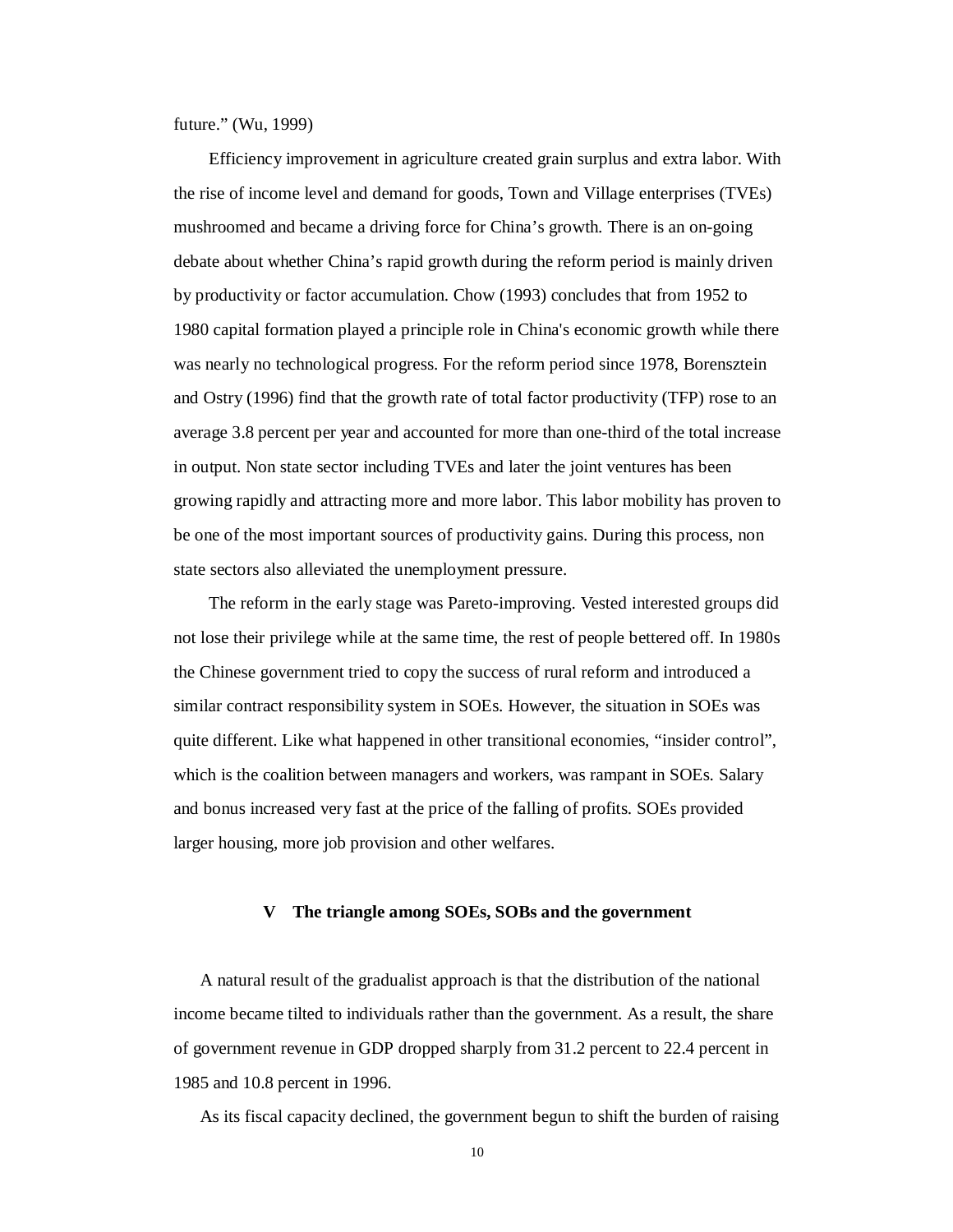future." (Wu, 1999)

Efficiency improvement in agriculture created grain surplus and extra labor. With the rise of income level and demand for goods, Town and Village enterprises (TVEs) mushroomed and became a driving force for China's growth. There is an on-going debate about whether China's rapid growth during the reform period is mainly driven by productivity or factor accumulation. Chow (1993) concludes that from 1952 to 1980 capital formation played a principle role in China's economic growth while there was nearly no technological progress. For the reform period since 1978, Borensztein and Ostry (1996) find that the growth rate of total factor productivity (TFP) rose to an average 3.8 percent per year and accounted for more than one-third of the total increase in output. Non state sector including TVEs and later the joint ventures has been growing rapidly and attracting more and more labor. This labor mobility has proven to be one of the most important sources of productivity gains. During this process, non state sectors also alleviated the unemployment pressure.

The reform in the early stage was Pareto-improving. Vested interested groups did not lose their privilege while at the same time, the rest of people bettered off. In 1980s the Chinese government tried to copy the success of rural reform and introduced a similar contract responsibility system in SOEs. However, the situation in SOEs was quite different. Like what happened in other transitional economies, "insider control", which is the coalition between managers and workers, was rampant in SOEs. Salary and bonus increased very fast at the price of the falling of profits. SOEs provided larger housing, more job provision and other welfares.

## V The triangle among SOEs, SOBs and the government

A natural result of the gradualist approach is that the distribution of the national income became tilted to individuals rather than the government. As a result, the share of government revenue in GDP dropped sharply from 31.2 percent to 22.4 percent in 1985 and 10.8 percent in 1996.

As its fiscal capacity declined, the government begun to shift the burden of raising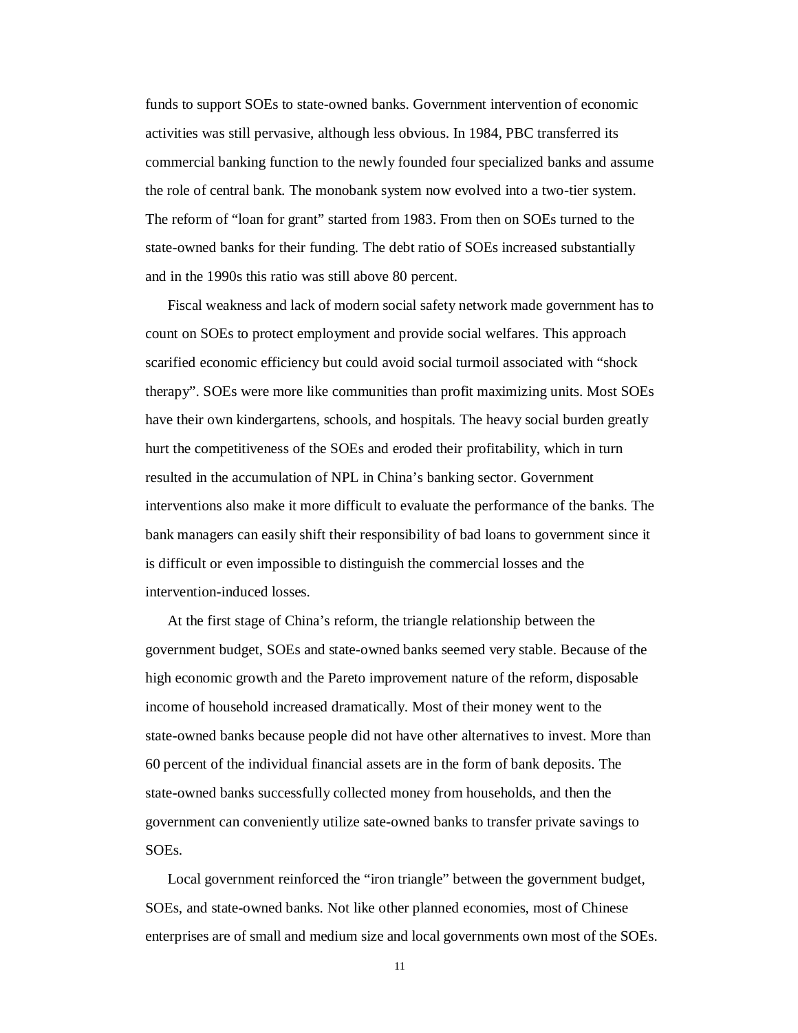funds to support SOEs to state-owned banks. Government intervention of economic activities was still pervasive, although less obvious. In 1984, PBC transferred its commercial banking function to the newly founded four specialized banks and assume the role of central bank. The monobank system now evolved into a two-tier system. The reform of "loan for grant" started from 1983. From then on SOEs turned to the state-owned banks for their funding. The debt ratio of SOEs increased substantially and in the 1990s this ratio was still above 80 percent.

Fiscal weakness and lack of modern social safety network made government has to count on SOEs to protect employment and provide social welfares. This approach scarified economic efficiency but could avoid social turmoil associated with "shock therapy". SOEs were more like communities than profit maximizing units. Most SOEs have their own kindergartens, schools, and hospitals. The heavy social burden greatly hurt the competitiveness of the SOEs and eroded their profitability, which in turn resulted in the accumulation of NPL in China's banking sector. Government interventions also make it more difficult to evaluate the performance of the banks. The bank managers can easily shift their responsibility of bad loans to government since it is difficult or even impossible to distinguish the commercial losses and the intervention-induced losses.

At the first stage of China's reform, the triangle relationship between the government budget, SOEs and state-owned banks seemed very stable. Because of the high economic growth and the Pareto improvement nature of the reform, disposable income of household increased dramatically. Most of their money went to the state-owned banks because people did not have other alternatives to invest. More than 60 percent of the individual financial assets are in the form of bank deposits. The state-owned banks successfully collected money from households, and then the government can conveniently utilize sate-owned banks to transfer private savings to SOEs.

Local government reinforced the "iron triangle" between the government budget, SOEs, and state-owned banks. Not like other planned economies, most of Chinese enterprises are of small and medium size and local governments own most of the SOEs.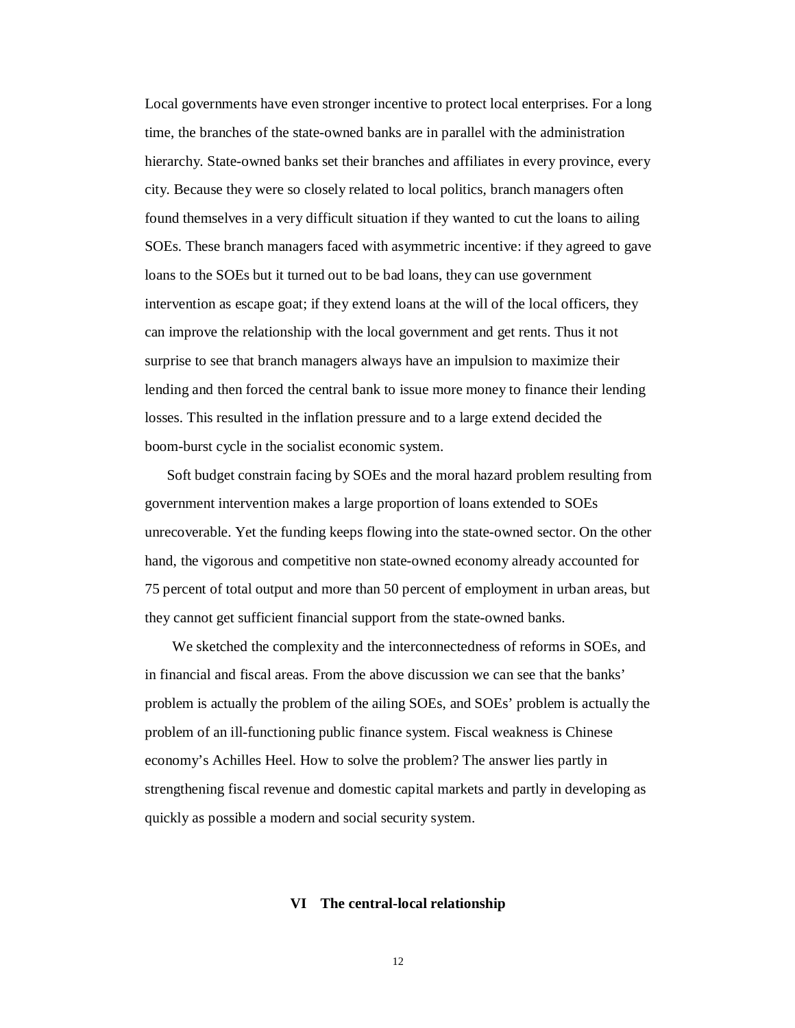Local governments have even stronger incentive to protect local enterprises. For a long time, the branches of the state-owned banks are in parallel with the administration hierarchy. State-owned banks set their branches and affiliates in every province, every city. Because they were so closely related to local politics, branch managers often found themselves in a very difficult situation if they wanted to cut the loans to ailing SOEs. These branch managers faced with asymmetric incentive: if they agreed to gave loans to the SOEs but it turned out to be bad loans, they can use government intervention as escape goat; if they extend loans at the will of the local officers, they can improve the relationship with the local government and get rents. Thus it not surprise to see that branch managers always have an impulsion to maximize their lending and then forced the central bank to issue more money to finance their lending losses. This resulted in the inflation pressure and to a large extend decided the boom-burst cycle in the socialist economic system.

Soft budget constrain facing by SOEs and the moral hazard problem resulting from government intervention makes a large proportion of loans extended to SOEs unrecoverable. Yet the funding keeps flowing into the state-owned sector. On the other hand, the vigorous and competitive non state-owned economy already accounted for 75 percent of total output and more than 50 percent of employment in urban areas, but they cannot get sufficient financial support from the state-owned banks.

We sketched the complexity and the interconnectedness of reforms in SOEs, and in financial and fiscal areas. From the above discussion we can see that the banks' problem is actually the problem of the ailing SOEs, and SOEs' problem is actually the problem of an ill-functioning public finance system. Fiscal weakness is Chinese economy's Achilles Heel. How to solve the problem? The answer lies partly in strengthening fiscal revenue and domestic capital markets and partly in developing as quickly as possible a modern and social security system.

## VI The central-local relationship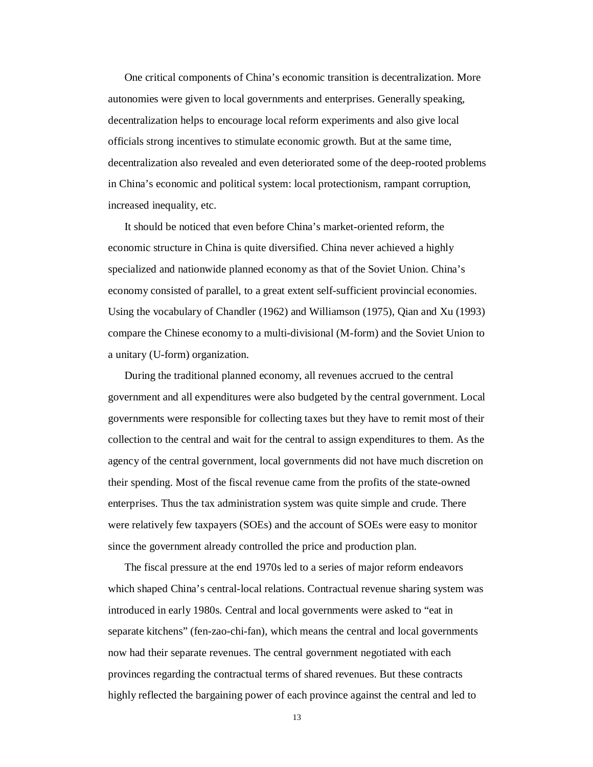One critical components of China's economic transition is decentralization. More autonomies were given to local governments and enterprises. Generally speaking, decentralization helps to encourage local reform experiments and also give local officials strong incentives to stimulate economic growth. But at the same time, decentralization also revealed and even deteriorated some of the deep-rooted problems in China's economic and political system: local protectionism, rampant corruption, increased inequality, etc.

It should be noticed that even before China's market-oriented reform, the economic structure in China is quite diversified. China never achieved a highly specialized and nationwide planned economy as that of the Soviet Union. China's economy consisted of parallel, to a great extent self-sufficient provincial economies. Using the vocabulary of Chandler (1962) and Williamson (1975), Qian and Xu (1993) compare the Chinese economy to a multi-divisional (M-form) and the Soviet Union to a unitary (U-form) organization.

During the traditional planned economy, all revenues accrued to the central government and all expenditures were also budgeted by the central government. Local governments were responsible for collecting taxes but they have to remit most of their collection to the central and wait for the central to assign expenditures to them. As the agency of the central government, local governments did not have much discretion on their spending. Most of the fiscal revenue came from the profits of the state-owned enterprises. Thus the tax administration system was quite simple and crude. There were relatively few taxpayers (SOEs) and the account of SOEs were easy to monitor since the government already controlled the price and production plan.

The fiscal pressure at the end 1970s led to a series of major reform endeavors which shaped China's central-local relations. Contractual revenue sharing system was introduced in early 1980s. Central and local governments were asked to "eat in separate kitchens" (fen-zao-chi-fan), which means the central and local governments now had their separate revenues. The central government negotiated with each provinces regarding the contractual terms of shared revenues. But these contracts highly reflected the bargaining power of each province against the central and led to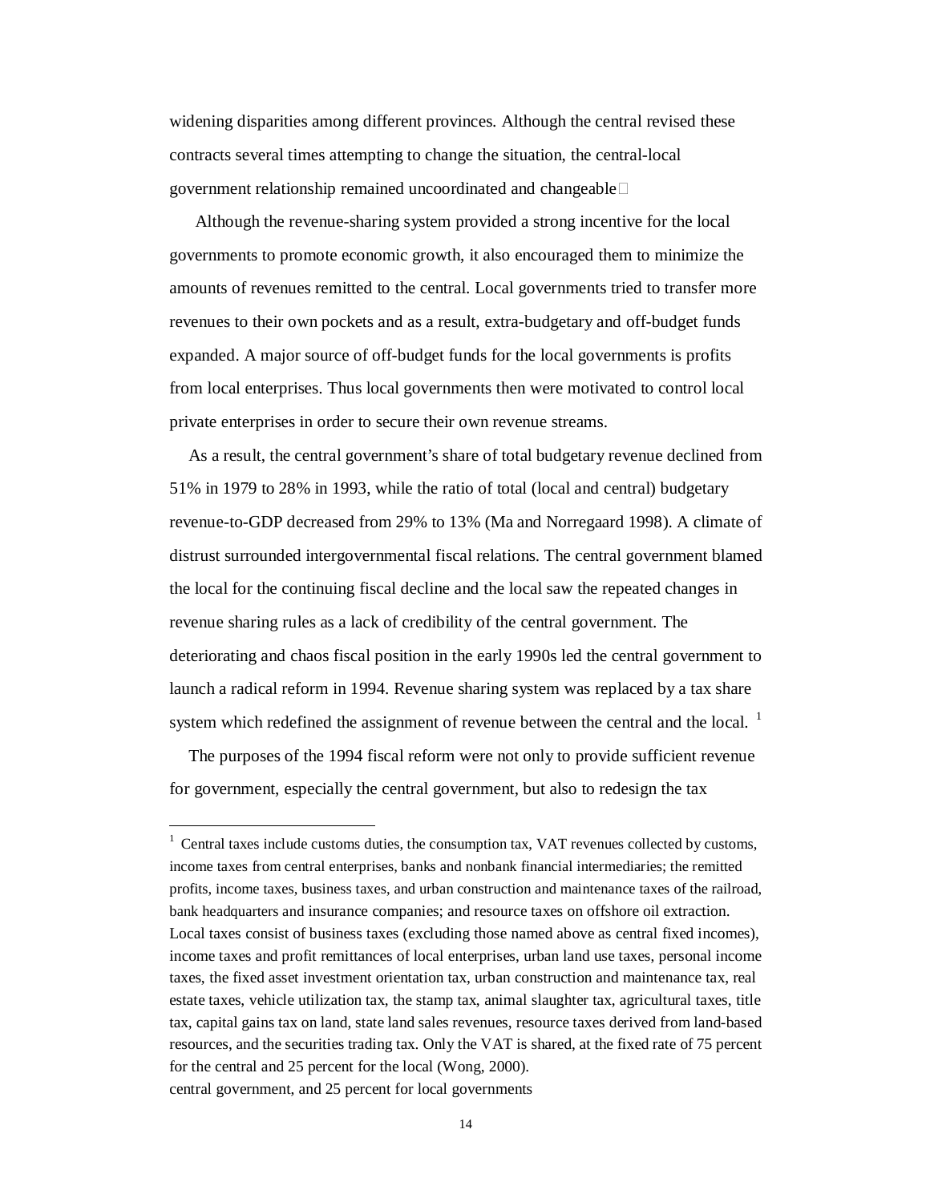widening disparities among different provinces. Although the central revised these contracts several times attempting to change the situation, the central-local government relationship remained uncoordinated and changeable

Although the revenue-sharing system provided a strong incentive for the local governments to promote economic growth, it also encouraged them to minimize the amounts of revenues remitted to the central. Local governments tried to transfer more revenues to their own pockets and as a result, extra-budgetary and off-budget funds expanded. A major source of off-budget funds for the local governments is profits from local enterprises. Thus local governments then were motivated to control local private enterprises in order to secure their own revenue streams.

As a result, the central government's share of total budgetary revenue declined from 51% in 1979 to 28% in 1993, while the ratio of total (local and central) budgetary revenue-to-GDP decreased from 29% to 13% (Ma and Norregaard 1998). A climate of distrust surrounded intergovernmental fiscal relations. The central government blamed the local for the continuing fiscal decline and the local saw the repeated changes in revenue sharing rules as a lack of credibility of the central government. The deteriorating and chaos fiscal position in the early 1990s led the central government to launch a radical reform in 1994. Revenue sharing system was replaced by a tax share system which redefined the assignment of revenue between the central and the local. [1]

The purposes of the 1994 fiscal reform were not only to provide sufficient revenue for government, especially the central government, but also to redesign the tax

---

[1] Central taxes include customs duties, the consumption tax, VAT revenues collected by customs, income taxes from central enterprises, banks and nonbank financial intermediaries; the remitted profits, income taxes, business taxes, and urban construction and maintenance taxes of the railroad, bank headquarters and insurance companies; and resource taxes on offshore oil extraction. Local taxes consist of business taxes (excluding those named above as central fixed incomes), income taxes and profit remittances of local enterprises, urban land use taxes, personal income taxes, the fixed asset investment orientation tax, urban construction and maintenance tax, real estate taxes, vehicle utilization tax, the stamp tax, animal slaughter tax, agricultural taxes, title tax, capital gains tax on land, state land sales revenues, resource taxes derived from land-based resources, and the securities trading tax. Only the VAT is shared, at the fixed rate of 75 percent for the central and 25 percent for the local (Wong, 2000).
central government, and 25 percent for local governments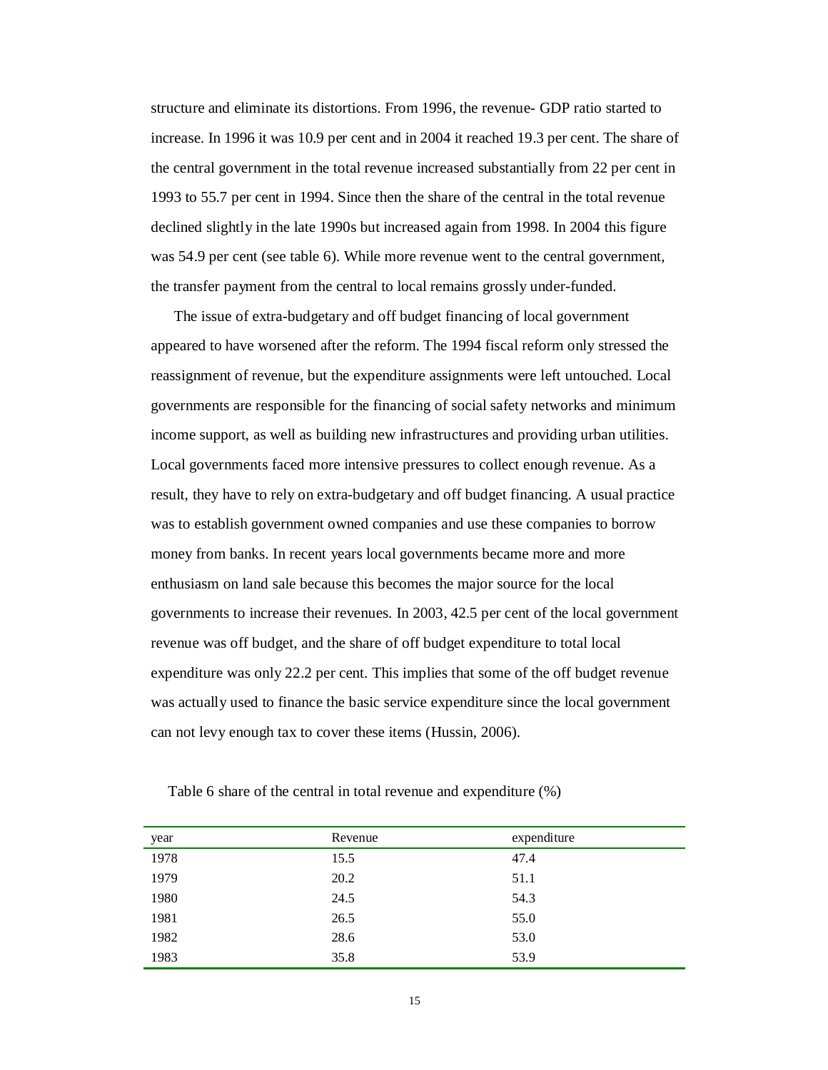structure and eliminate its distortions. From 1996, the revenue- GDP ratio started to increase. In 1996 it was 10.9 per cent and in 2004 it reached 19.3 per cent. The share of the central government in the total revenue increased substantially from 22 per cent in 1993 to 55.7 per cent in 1994. Since then the share of the central in the total revenue declined slightly in the late 1990s but increased again from 1998. In 2004 this figure was 54.9 per cent (see table 6). While more revenue went to the central government, the transfer payment from the central to local remains grossly under-funded.

The issue of extra-budgetary and off budget financing of local government appeared to have worsened after the reform. The 1994 fiscal reform only stressed the reassignment of revenue, but the expenditure assignments were left untouched. Local governments are responsible for the financing of social safety networks and minimum income support, as well as building new infrastructures and providing urban utilities. Local governments faced more intensive pressures to collect enough revenue. As a result, they have to rely on extra-budgetary and off budget financing. A usual practice was to establish government owned companies and use these companies to borrow money from banks. In recent years local governments became more and more enthusiasm on land sale because this becomes the major source for the local governments to increase their revenues. In 2003, 42.5 per cent of the local government revenue was off budget, and the share of off budget expenditure to total local expenditure was only 22.2 per cent. This implies that some of the off budget revenue was actually used to finance the basic service expenditure since the local government can not levy enough tax to cover these items (Hussin, 2006).

Table 6 share of the central in total revenue and expenditure (%)

| year | Revenue | expenditure |
|---|---|---|
| 1978 | 15.5 | 47.4 |
| 1979 | 20.2 | 51.1 |
| 1980 | 24.5 | 54.3 |
| 1981 | 26.5 | 55.0 |
| 1982 | 28.6 | 53.0 |
| 1983 | 35.8 | 53.9 |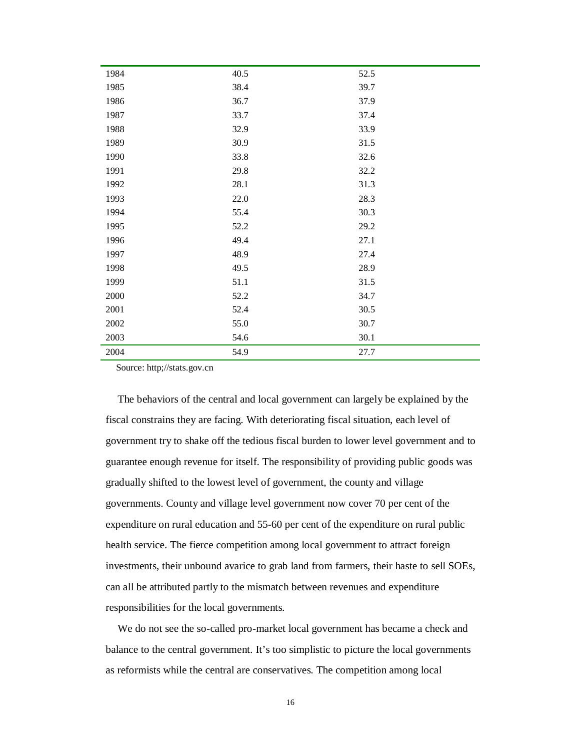| | | |
|---|---|---|
| 1984 | 40.5 | 52.5 |
| 1985 | 38.4 | 39.7 |
| 1986 | 36.7 | 37.9 |
| 1987 | 33.7 | 37.4 |
| 1988 | 32.9 | 33.9 |
| 1989 | 30.9 | 31.5 |
| 1990 | 33.8 | 32.6 |
| 1991 | 29.8 | 32.2 |
| 1992 | 28.1 | 31.3 |
| 1993 | 22.0 | 28.3 |
| 1994 | 55.4 | 30.3 |
| 1995 | 52.2 | 29.2 |
| 1996 | 49.4 | 27.1 |
| 1997 | 48.9 | 27.4 |
| 1998 | 49.5 | 28.9 |
| 1999 | 51.1 | 31.5 |
| 2000 | 52.2 | 34.7 |
| 2001 | 52.4 | 30.5 |
| 2002 | 55.0 | 30.7 |
| 2003 | 54.6 | 30.1 |
| 2004 | 54.9 | 27.7 |

Source: http;//stats.gov.cn

The behaviors of the central and local government can largely be explained by the fiscal constrains they are facing. With deteriorating fiscal situation, each level of government try to shake off the tedious fiscal burden to lower level government and to guarantee enough revenue for itself. The responsibility of providing public goods was gradually shifted to the lowest level of government, the county and village governments. County and village level government now cover 70 per cent of the expenditure on rural education and 55-60 per cent of the expenditure on rural public health service. The fierce competition among local government to attract foreign investments, their unbound avarice to grab land from farmers, their haste to sell SOEs, can all be attributed partly to the mismatch between revenues and expenditure responsibilities for the local governments.

We do not see the so-called pro-market local government has became a check and balance to the central government. It's too simplistic to picture the local governments as reformists while the central are conservatives. The competition among local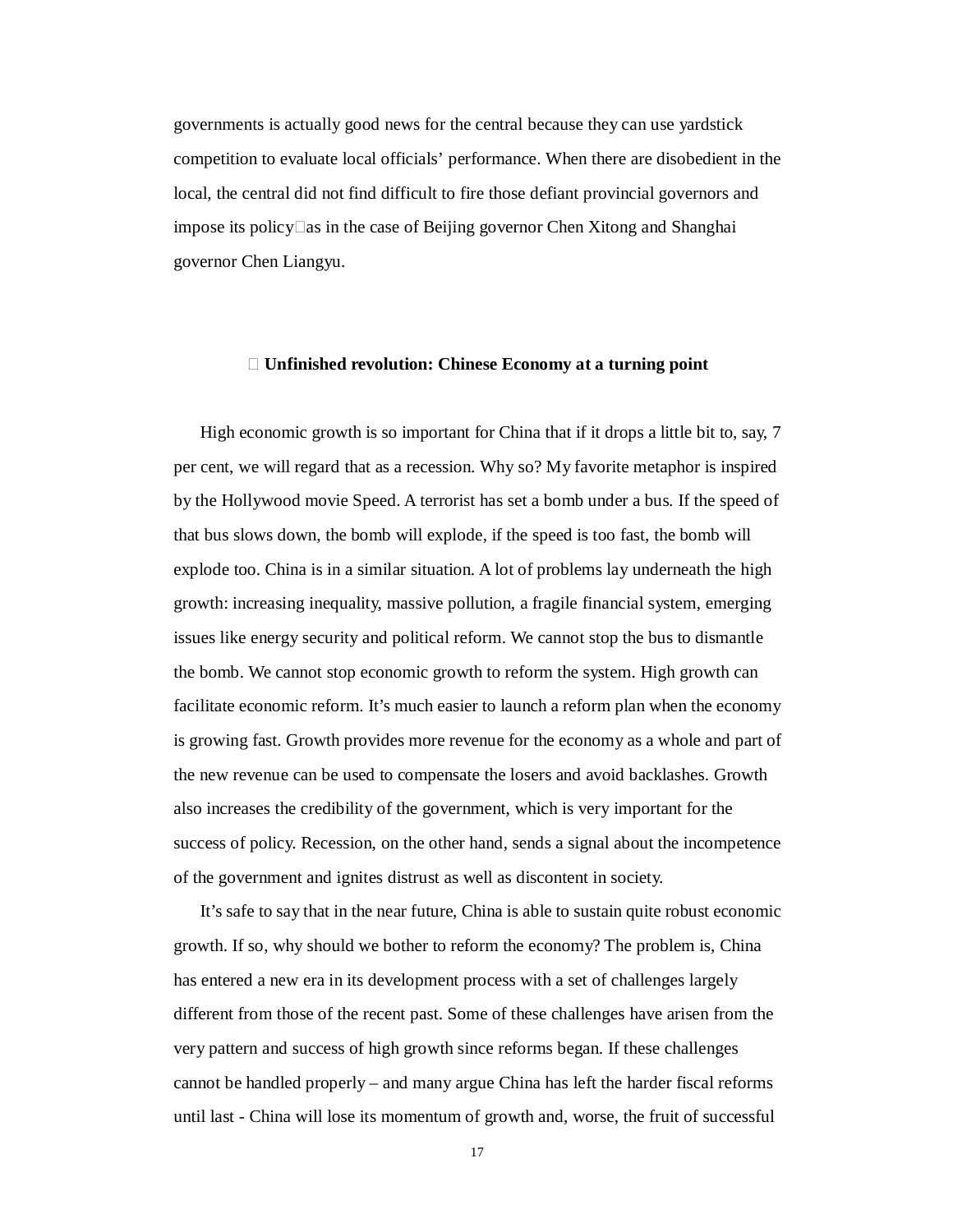governments is actually good news for the central because they can use yardstick competition to evaluate local officials' performance. When there are disobedient in the local, the central did not find difficult to fire those defiant provincial governors and impose its policy as in the case of Beijing governor Chen Xitong and Shanghai governor Chen Liangyu.

## Unfinished revolution: Chinese Economy at a turning point

High economic growth is so important for China that if it drops a little bit to, say, 7 per cent, we will regard that as a recession. Why so? My favorite metaphor is inspired by the Hollywood movie Speed. A terrorist has set a bomb under a bus. If the speed of that bus slows down, the bomb will explode, if the speed is too fast, the bomb will explode too. China is in a similar situation. A lot of problems lay underneath the high growth: increasing inequality, massive pollution, a fragile financial system, emerging issues like energy security and political reform. We cannot stop the bus to dismantle the bomb. We cannot stop economic growth to reform the system. High growth can facilitate economic reform. It's much easier to launch a reform plan when the economy is growing fast. Growth provides more revenue for the economy as a whole and part of the new revenue can be used to compensate the losers and avoid backlashes. Growth also increases the credibility of the government, which is very important for the success of policy. Recession, on the other hand, sends a signal about the incompetence of the government and ignites distrust as well as discontent in society.

It's safe to say that in the near future, China is able to sustain quite robust economic growth. If so, why should we bother to reform the economy? The problem is, China has entered a new era in its development process with a set of challenges largely different from those of the recent past. Some of these challenges have arisen from the very pattern and success of high growth since reforms began. If these challenges cannot be handled properly – and many argue China has left the harder fiscal reforms until last - China will lose its momentum of growth and, worse, the fruit of successful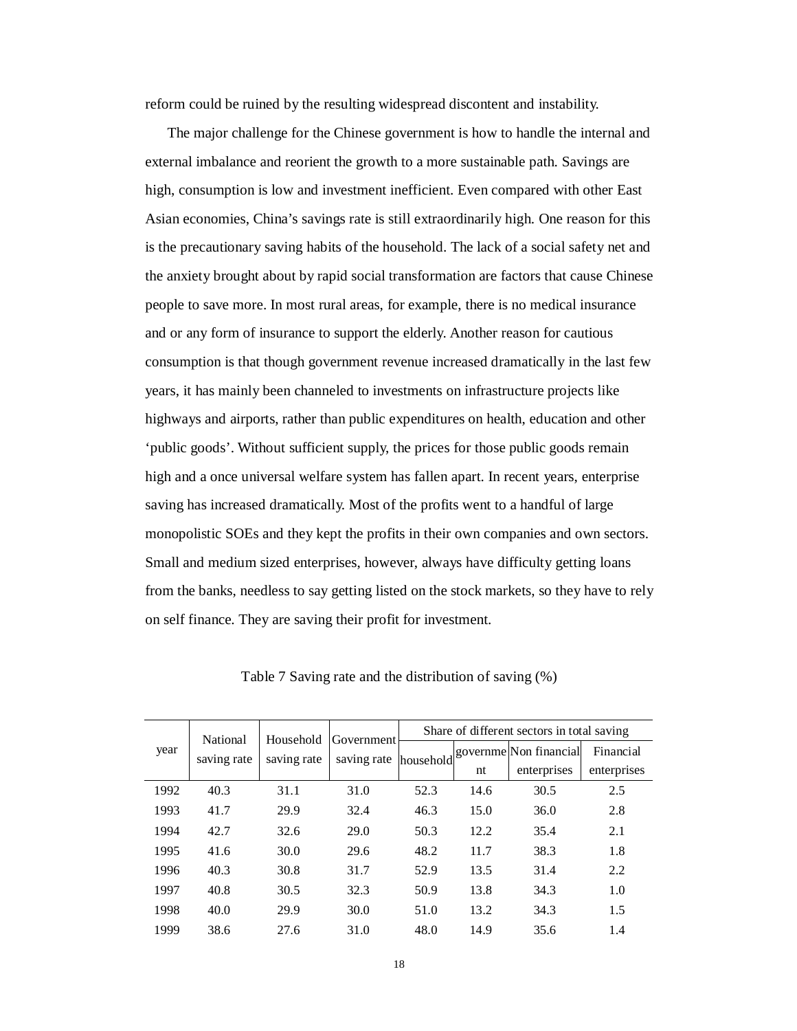reform could be ruined by the resulting widespread discontent and instability.

The major challenge for the Chinese government is how to handle the internal and external imbalance and reorient the growth to a more sustainable path. Savings are high, consumption is low and investment inefficient. Even compared with other East Asian economies, China's savings rate is still extraordinarily high. One reason for this is the precautionary saving habits of the household. The lack of a social safety net and the anxiety brought about by rapid social transformation are factors that cause Chinese people to save more. In most rural areas, for example, there is no medical insurance and or any form of insurance to support the elderly. Another reason for cautious consumption is that though government revenue increased dramatically in the last few years, it has mainly been channeled to investments on infrastructure projects like highways and airports, rather than public expenditures on health, education and other 'public goods'. Without sufficient supply, the prices for those public goods remain high and a once universal welfare system has fallen apart. In recent years, enterprise saving has increased dramatically. Most of the profits went to a handful of large monopolistic SOEs and they kept the profits in their own companies and own sectors. Small and medium sized enterprises, however, always have difficulty getting loans from the banks, needless to say getting listed on the stock markets, so they have to rely on self finance. They are saving their profit for investment.

Table 7 Saving rate and the distribution of saving (%)

| year | National saving rate | Household saving rate | Government saving rate | Share of different sectors in total saving | | | |
|---|---|---|---|---|---|---|---|
| | | | | household | government | Non financial enterprises | Financial enterprises |
| 1992 | 40.3 | 31.1 | 31.0 | 52.3 | 14.6 | 30.5 | 2.5 |
| 1993 | 41.7 | 29.9 | 32.4 | 46.3 | 15.0 | 36.0 | 2.8 |
| 1994 | 42.7 | 32.6 | 29.0 | 50.3 | 12.2 | 35.4 | 2.1 |
| 1995 | 41.6 | 30.0 | 29.6 | 48.2 | 11.7 | 38.3 | 1.8 |
| 1996 | 40.3 | 30.8 | 31.7 | 52.9 | 13.5 | 31.4 | 2.2 |
| 1997 | 40.8 | 30.5 | 32.3 | 50.9 | 13.8 | 34.3 | 1.0 |
| 1998 | 40.0 | 29.9 | 30.0 | 51.0 | 13.2 | 34.3 | 1.5 |
| 1999 | 38.6 | 27.6 | 31.0 | 48.0 | 14.9 | 35.6 | 1.4 |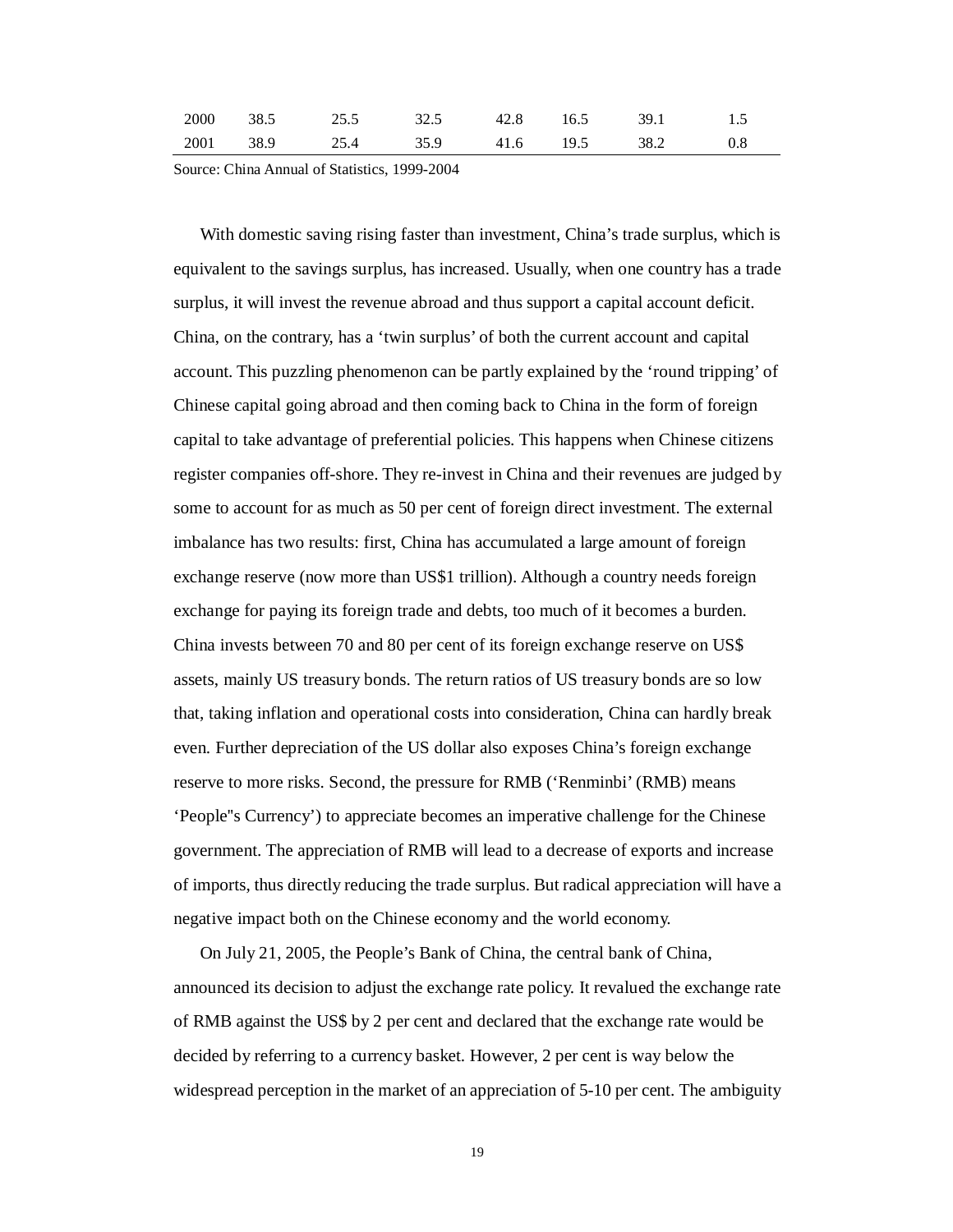| | | | | | | | |
|---|---|---|---|---|---|---|---|
| 2000 | 38.5 | 25.5 | 32.5 | 42.8 | 16.5 | 39.1 | 1.5 |
| 2001 | 38.9 | 25.4 | 35.9 | 41.6 | 19.5 | 38.2 | 0.8 |

Source: China Annual of Statistics, 1999-2004

With domestic saving rising faster than investment, China's trade surplus, which is equivalent to the savings surplus, has increased. Usually, when one country has a trade surplus, it will invest the revenue abroad and thus support a capital account deficit. China, on the contrary, has a 'twin surplus' of both the current account and capital account. This puzzling phenomenon can be partly explained by the 'round tripping' of Chinese capital going abroad and then coming back to China in the form of foreign capital to take advantage of preferential policies. This happens when Chinese citizens register companies off-shore. They re-invest in China and their revenues are judged by some to account for as much as 50 per cent of foreign direct investment. The external imbalance has two results: first, China has accumulated a large amount of foreign exchange reserve (now more than US$1 trillion). Although a country needs foreign exchange for paying its foreign trade and debts, too much of it becomes a burden. China invests between 70 and 80 per cent of its foreign exchange reserve on US$ assets, mainly US treasury bonds. The return ratios of US treasury bonds are so low that, taking inflation and operational costs into consideration, China can hardly break even. Further depreciation of the US dollar also exposes China's foreign exchange reserve to more risks. Second, the pressure for RMB ('Renminbi' (RMB) means 'People"s Currency') to appreciate becomes an imperative challenge for the Chinese government. The appreciation of RMB will lead to a decrease of exports and increase of imports, thus directly reducing the trade surplus. But radical appreciation will have a negative impact both on the Chinese economy and the world economy.

On July 21, 2005, the People's Bank of China, the central bank of China, announced its decision to adjust the exchange rate policy. It revalued the exchange rate of RMB against the US$ by 2 per cent and declared that the exchange rate would be decided by referring to a currency basket. However, 2 per cent is way below the widespread perception in the market of an appreciation of 5-10 per cent. The ambiguity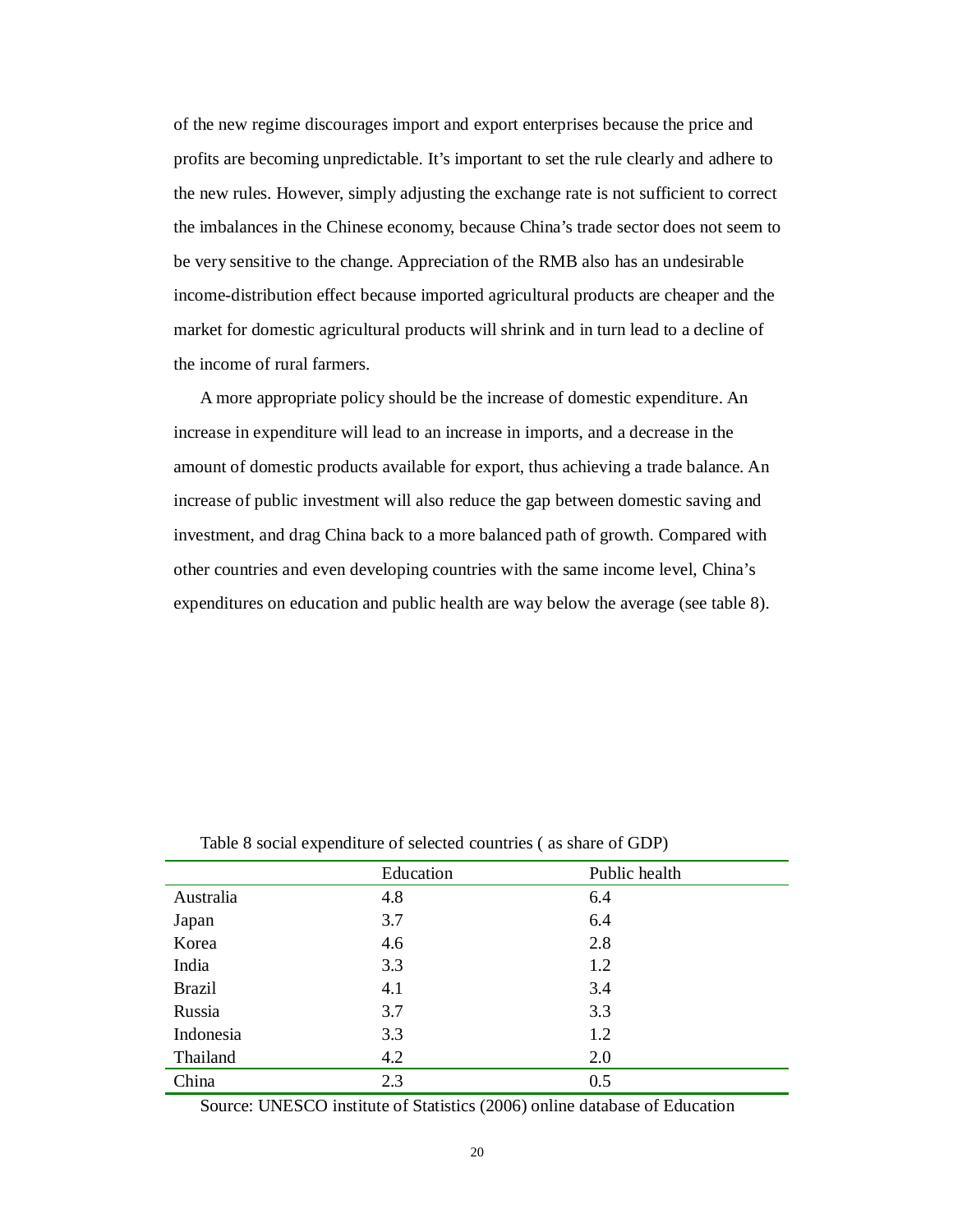of the new regime discourages import and export enterprises because the price and profits are becoming unpredictable. It's important to set the rule clearly and adhere to the new rules. However, simply adjusting the exchange rate is not sufficient to correct the imbalances in the Chinese economy, because China's trade sector does not seem to be very sensitive to the change. Appreciation of the RMB also has an undesirable income-distribution effect because imported agricultural products are cheaper and the market for domestic agricultural products will shrink and in turn lead to a decline of the income of rural farmers.

A more appropriate policy should be the increase of domestic expenditure. An increase in expenditure will lead to an increase in imports, and a decrease in the amount of domestic products available for export, thus achieving a trade balance. An increase of public investment will also reduce the gap between domestic saving and investment, and drag China back to a more balanced path of growth. Compared with other countries and even developing countries with the same income level, China's expenditures on education and public health are way below the average (see table 8).

Table 8 social expenditure of selected countries ( as share of GDP)

| | Education | Public health |
|---|---|---|
| Australia | 4.8 | 6.4 |
| Japan | 3.7 | 6.4 |
| Korea | 4.6 | 2.8 |
| India | 3.3 | 1.2 |
| Brazil | 4.1 | 3.4 |
| Russia | 3.7 | 3.3 |
| Indonesia | 3.3 | 1.2 |
| Thailand | 4.2 | 2.0 |
| China | 2.3 | 0.5 |

Source: UNESCO institute of Statistics (2006) online database of Education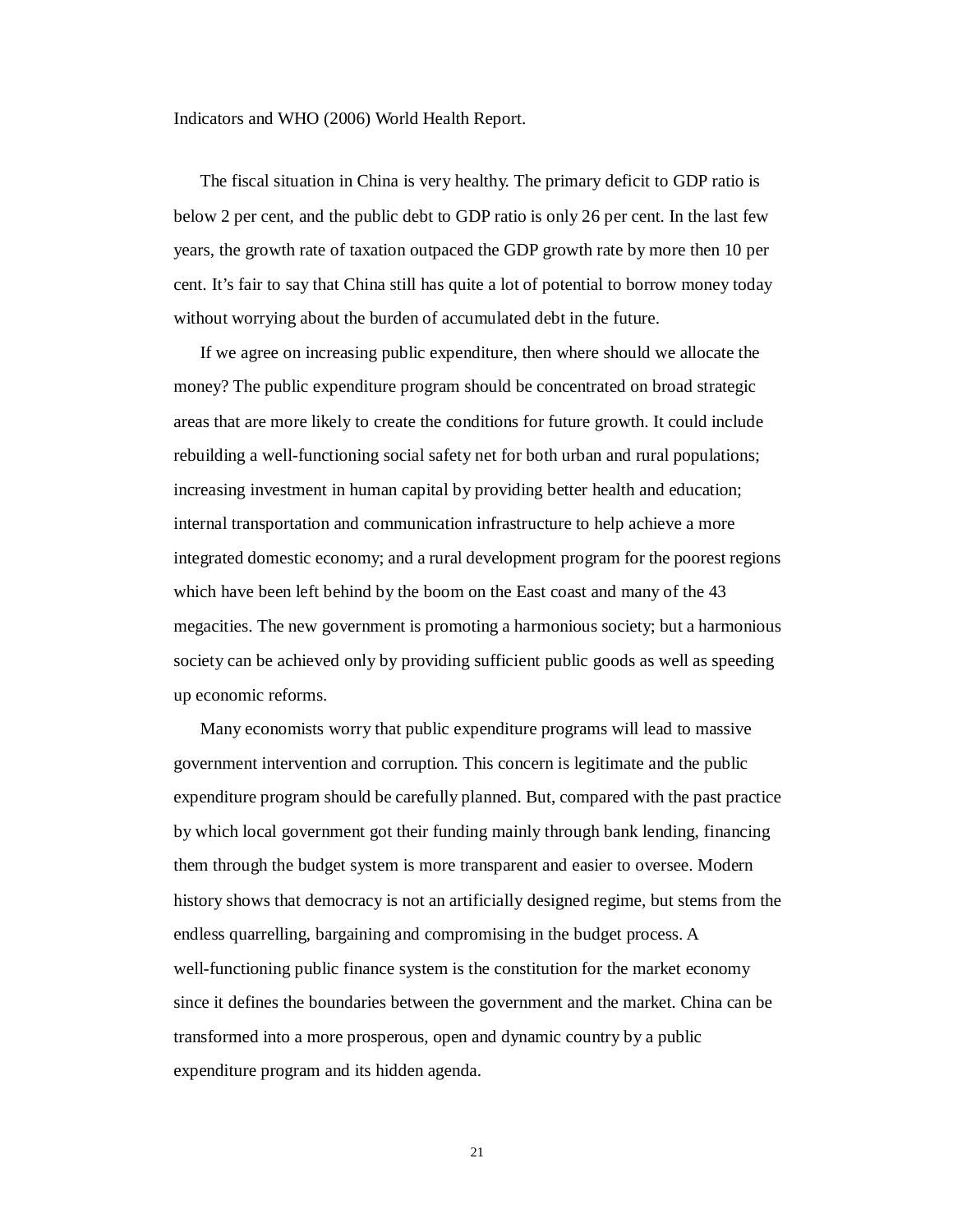Indicators and WHO (2006) World Health Report.

The fiscal situation in China is very healthy. The primary deficit to GDP ratio is below 2 per cent, and the public debt to GDP ratio is only 26 per cent. In the last few years, the growth rate of taxation outpaced the GDP growth rate by more then 10 per cent. It's fair to say that China still has quite a lot of potential to borrow money today without worrying about the burden of accumulated debt in the future.

If we agree on increasing public expenditure, then where should we allocate the money? The public expenditure program should be concentrated on broad strategic areas that are more likely to create the conditions for future growth. It could include rebuilding a well-functioning social safety net for both urban and rural populations; increasing investment in human capital by providing better health and education; internal transportation and communication infrastructure to help achieve a more integrated domestic economy; and a rural development program for the poorest regions which have been left behind by the boom on the East coast and many of the 43 megacities. The new government is promoting a harmonious society; but a harmonious society can be achieved only by providing sufficient public goods as well as speeding up economic reforms.

Many economists worry that public expenditure programs will lead to massive government intervention and corruption. This concern is legitimate and the public expenditure program should be carefully planned. But, compared with the past practice by which local government got their funding mainly through bank lending, financing them through the budget system is more transparent and easier to oversee. Modern history shows that democracy is not an artificially designed regime, but stems from the endless quarrelling, bargaining and compromising in the budget process. A well-functioning public finance system is the constitution for the market economy since it defines the boundaries between the government and the market. China can be transformed into a more prosperous, open and dynamic country by a public expenditure program and its hidden agenda.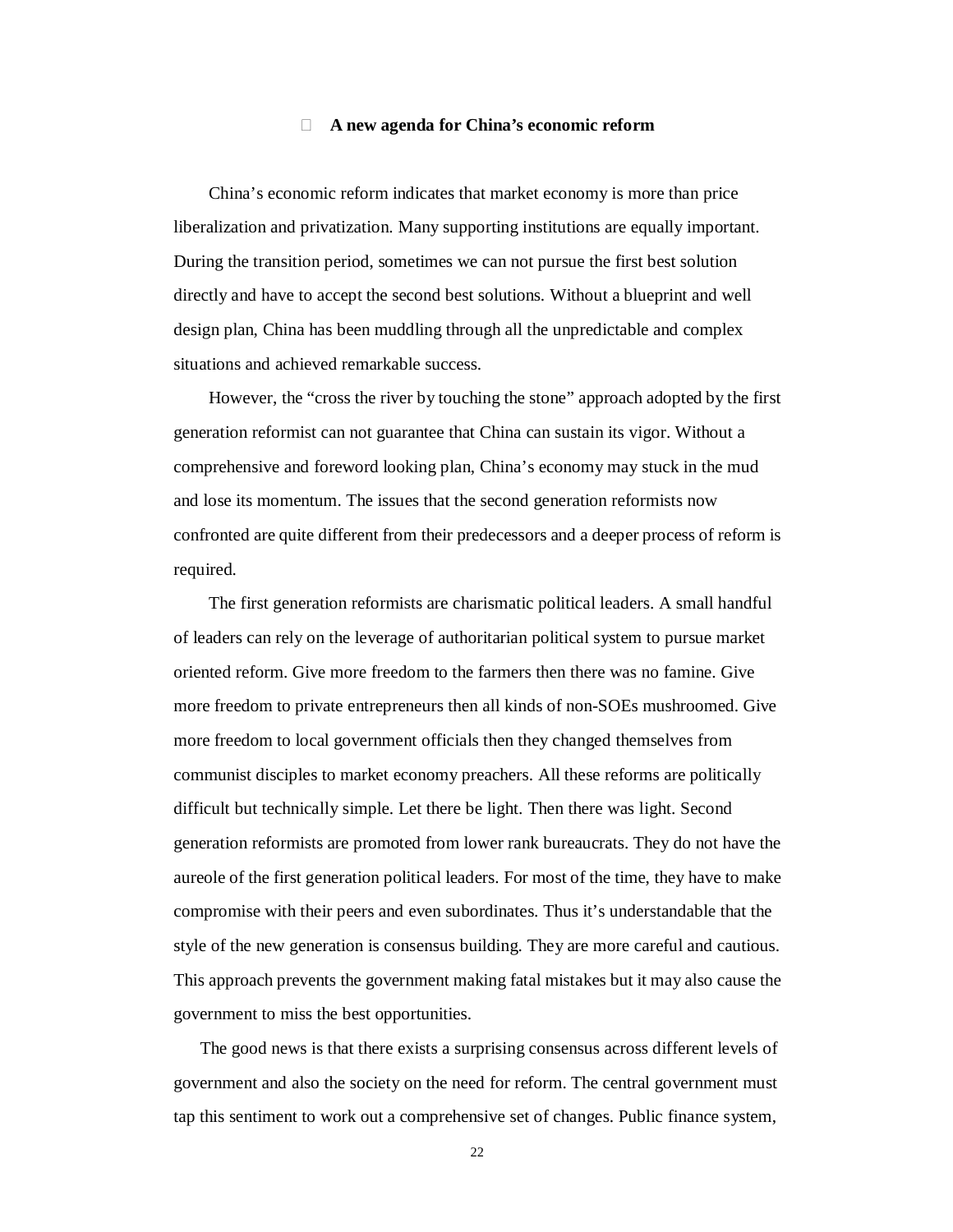### A new agenda for China's economic reform

China's economic reform indicates that market economy is more than price liberalization and privatization. Many supporting institutions are equally important. During the transition period, sometimes we can not pursue the first best solution directly and have to accept the second best solutions. Without a blueprint and well design plan, China has been muddling through all the unpredictable and complex situations and achieved remarkable success.

However, the "cross the river by touching the stone" approach adopted by the first generation reformist can not guarantee that China can sustain its vigor. Without a comprehensive and foreword looking plan, China's economy may stuck in the mud and lose its momentum. The issues that the second generation reformists now confronted are quite different from their predecessors and a deeper process of reform is required.

The first generation reformists are charismatic political leaders. A small handful of leaders can rely on the leverage of authoritarian political system to pursue market oriented reform. Give more freedom to the farmers then there was no famine. Give more freedom to private entrepreneurs then all kinds of non-SOEs mushroomed. Give more freedom to local government officials then they changed themselves from communist disciples to market economy preachers. All these reforms are politically difficult but technically simple. Let there be light. Then there was light. Second generation reformists are promoted from lower rank bureaucrats. They do not have the aureole of the first generation political leaders. For most of the time, they have to make compromise with their peers and even subordinates. Thus it's understandable that the style of the new generation is consensus building. They are more careful and cautious. This approach prevents the government making fatal mistakes but it may also cause the government to miss the best opportunities.

The good news is that there exists a surprising consensus across different levels of government and also the society on the need for reform. The central government must tap this sentiment to work out a comprehensive set of changes. Public finance system,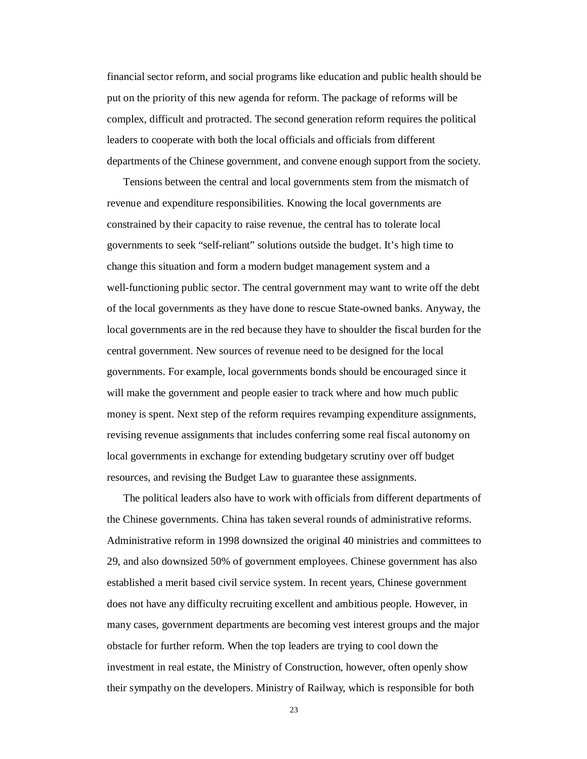financial sector reform, and social programs like education and public health should be put on the priority of this new agenda for reform. The package of reforms will be complex, difficult and protracted. The second generation reform requires the political leaders to cooperate with both the local officials and officials from different departments of the Chinese government, and convene enough support from the society.

Tensions between the central and local governments stem from the mismatch of revenue and expenditure responsibilities. Knowing the local governments are constrained by their capacity to raise revenue, the central has to tolerate local governments to seek "self-reliant" solutions outside the budget. It's high time to change this situation and form a modern budget management system and a well-functioning public sector. The central government may want to write off the debt of the local governments as they have done to rescue State-owned banks. Anyway, the local governments are in the red because they have to shoulder the fiscal burden for the central government. New sources of revenue need to be designed for the local governments. For example, local governments bonds should be encouraged since it will make the government and people easier to track where and how much public money is spent. Next step of the reform requires revamping expenditure assignments, revising revenue assignments that includes conferring some real fiscal autonomy on local governments in exchange for extending budgetary scrutiny over off budget resources, and revising the Budget Law to guarantee these assignments.

The political leaders also have to work with officials from different departments of the Chinese governments. China has taken several rounds of administrative reforms. Administrative reform in 1998 downsized the original 40 ministries and committees to 29, and also downsized 50% of government employees. Chinese government has also established a merit based civil service system. In recent years, Chinese government does not have any difficulty recruiting excellent and ambitious people. However, in many cases, government departments are becoming vest interest groups and the major obstacle for further reform. When the top leaders are trying to cool down the investment in real estate, the Ministry of Construction, however, often openly show their sympathy on the developers. Ministry of Railway, which is responsible for both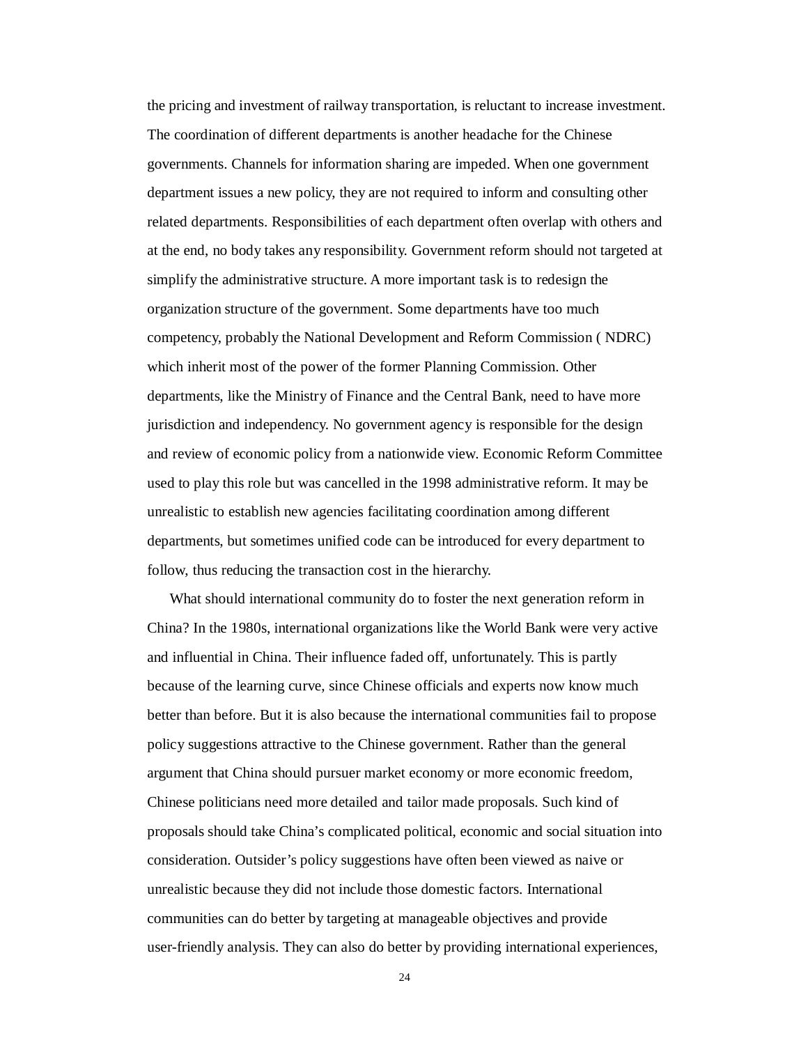the pricing and investment of railway transportation, is reluctant to increase investment. The coordination of different departments is another headache for the Chinese governments. Channels for information sharing are impeded. When one government department issues a new policy, they are not required to inform and consulting other related departments. Responsibilities of each department often overlap with others and at the end, no body takes any responsibility. Government reform should not targeted at simplify the administrative structure. A more important task is to redesign the organization structure of the government. Some departments have too much competency, probably the National Development and Reform Commission ( NDRC) which inherit most of the power of the former Planning Commission. Other departments, like the Ministry of Finance and the Central Bank, need to have more jurisdiction and independency. No government agency is responsible for the design and review of economic policy from a nationwide view. Economic Reform Committee used to play this role but was cancelled in the 1998 administrative reform. It may be unrealistic to establish new agencies facilitating coordination among different departments, but sometimes unified code can be introduced for every department to follow, thus reducing the transaction cost in the hierarchy.

What should international community do to foster the next generation reform in China? In the 1980s, international organizations like the World Bank were very active and influential in China. Their influence faded off, unfortunately. This is partly because of the learning curve, since Chinese officials and experts now know much better than before. But it is also because the international communities fail to propose policy suggestions attractive to the Chinese government. Rather than the general argument that China should pursuer market economy or more economic freedom, Chinese politicians need more detailed and tailor made proposals. Such kind of proposals should take China's complicated political, economic and social situation into consideration. Outsider's policy suggestions have often been viewed as naive or unrealistic because they did not include those domestic factors. International communities can do better by targeting at manageable objectives and provide user-friendly analysis. They can also do better by providing international experiences,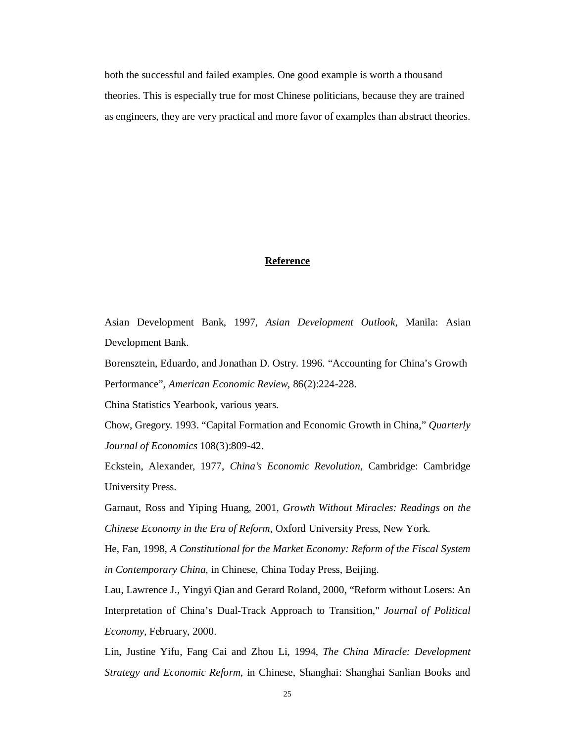both the successful and failed examples. One good example is worth a thousand theories. This is especially true for most Chinese politicians, because they are trained as engineers, they are very practical and more favor of examples than abstract theories.

## Reference

Asian Development Bank, 1997, *Asian Development Outlook*, Manila: Asian Development Bank.

Borensztein, Eduardo, and Jonathan D. Ostry. 1996. "Accounting for China's Growth Performance", *American Economic Review*, 86(2):224-228.

China Statistics Yearbook, various years.

Chow, Gregory. 1993. "Capital Formation and Economic Growth in China," *Quarterly Journal of Economics* 108(3):809-42.

Eckstein, Alexander, 1977, *China's Economic Revolution*, Cambridge: Cambridge University Press.

Garnaut, Ross and Yiping Huang, 2001, *Growth Without Miracles: Readings on the Chinese Economy in the Era of Reform*, Oxford University Press, New York.

He, Fan, 1998, *A Constitutional for the Market Economy: Reform of the Fiscal System in Contemporary China*, in Chinese, China Today Press, Beijing.

Lau, Lawrence J., Yingyi Qian and Gerard Roland, 2000, "Reform without Losers: An Interpretation of China's Dual-Track Approach to Transition," *Journal of Political Economy*, February, 2000.

Lin, Justine Yifu, Fang Cai and Zhou Li, 1994, *The China Miracle: Development Strategy and Economic Reform*, in Chinese, Shanghai: Shanghai Sanlian Books and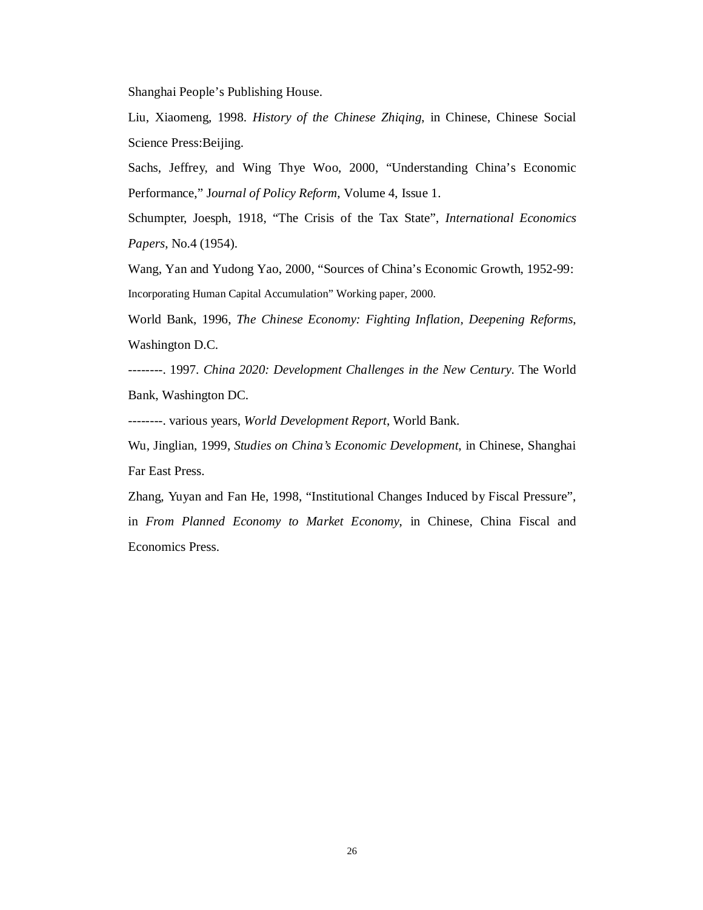Shanghai People's Publishing House.

Liu, Xiaomeng, 1998. *History of the Chinese Zhiqing*, in Chinese, Chinese Social Science Press:Beijing.

Sachs, Jeffrey, and Wing Thye Woo, 2000, "Understanding China's Economic Performance," J*ournal of Policy Reform*, Volume 4, Issue 1.

Schumpter, Joesph, 1918, "The Crisis of the Tax State", *International Economics Papers*, No.4 (1954).

Wang, Yan and Yudong Yao, 2000, "Sources of China's Economic Growth, 1952-99: Incorporating Human Capital Accumulation" Working paper, 2000.

World Bank, 1996, *The Chinese Economy: Fighting Inflation, Deepening Reforms*, Washington D.C.

--------. 1997. *China 2020: Development Challenges in the New Century*. The World Bank, Washington DC.

--------. various years, *World Development Report*, World Bank.

Wu, Jinglian, 1999, *Studies on China's Economic Development*, in Chinese, Shanghai Far East Press.

Zhang, Yuyan and Fan He, 1998, "Institutional Changes Induced by Fiscal Pressure", in *From Planned Economy to Market Economy*, in Chinese, China Fiscal and Economics Press.